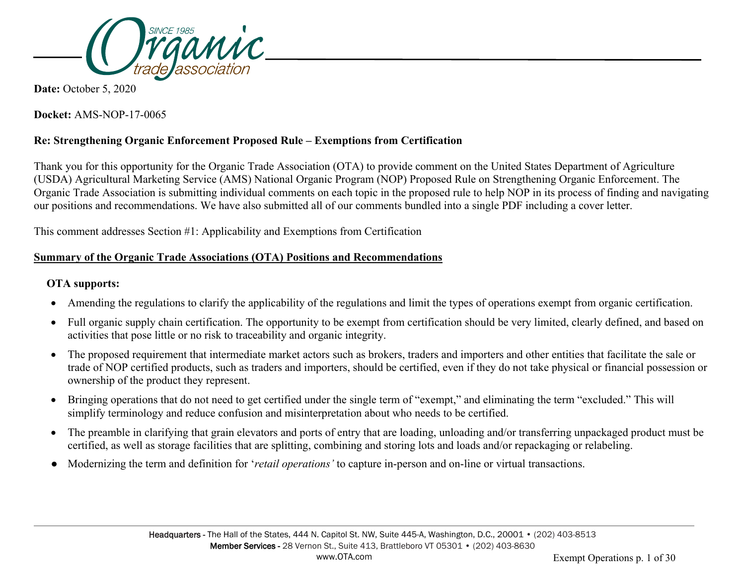**Date:** October 5, 2020

**Docket:** AMS-NOP-17-0065

**Re: Strengthening Organic Enforcement Proposed Rule – Exemptions from Certification**

Thank you for this opportunity for the Organic Trade Association (OTA) to provide comment on the United States Department of Agriculture (USDA) Agricultural Marketing Service (AMS) National Organic Program (NOP) Proposed Rule on Strengthening Organic Enforcement. The Organic Trade Association is submitting individual comments on each topic in the proposed rule to help NOP in its process of finding and navigating our positions and recommendations. We have also submitted all of our comments bundled into a single PDF including a cover letter.

This comment addresses Section #1: Applicability and Exemptions from Certification

**<u>Summary of the Organic Trade Associations (OTA) Positions and Recommendations</u>**

**OTA supports:**

- Amending the regulations to clarify the applicability of the regulations and limit the types of operations exempt from organic certification.
- Full organic supply chain certification. The opportunity to be exempt from certification should be very limited, clearly defined, and based on activities that pose little or no risk to traceability and organic integrity.
- The proposed requirement that intermediate market actors such as brokers, traders and importers and other entities that facilitate the sale or trade of NOP certified products, such as traders and importers, should be certified, even if they do not take physical or financial possession or ownership of the product they represent.
- Bringing operations that do not need to get certified under the single term of "exempt," and eliminating the term "excluded." This will simplify terminology and reduce confusion and misinterpretation about who needs to be certified.
- The preamble in clarifying that grain elevators and ports of entry that are loading, unloading and/or transferring unpackaged product must be certified, as well as storage facilities that are splitting, combining and storing lots and loads and/or repackaging or relabeling.
- Modernizing the term and definition for '*retail operations'* to capture in-person and on-line or virtual transactions.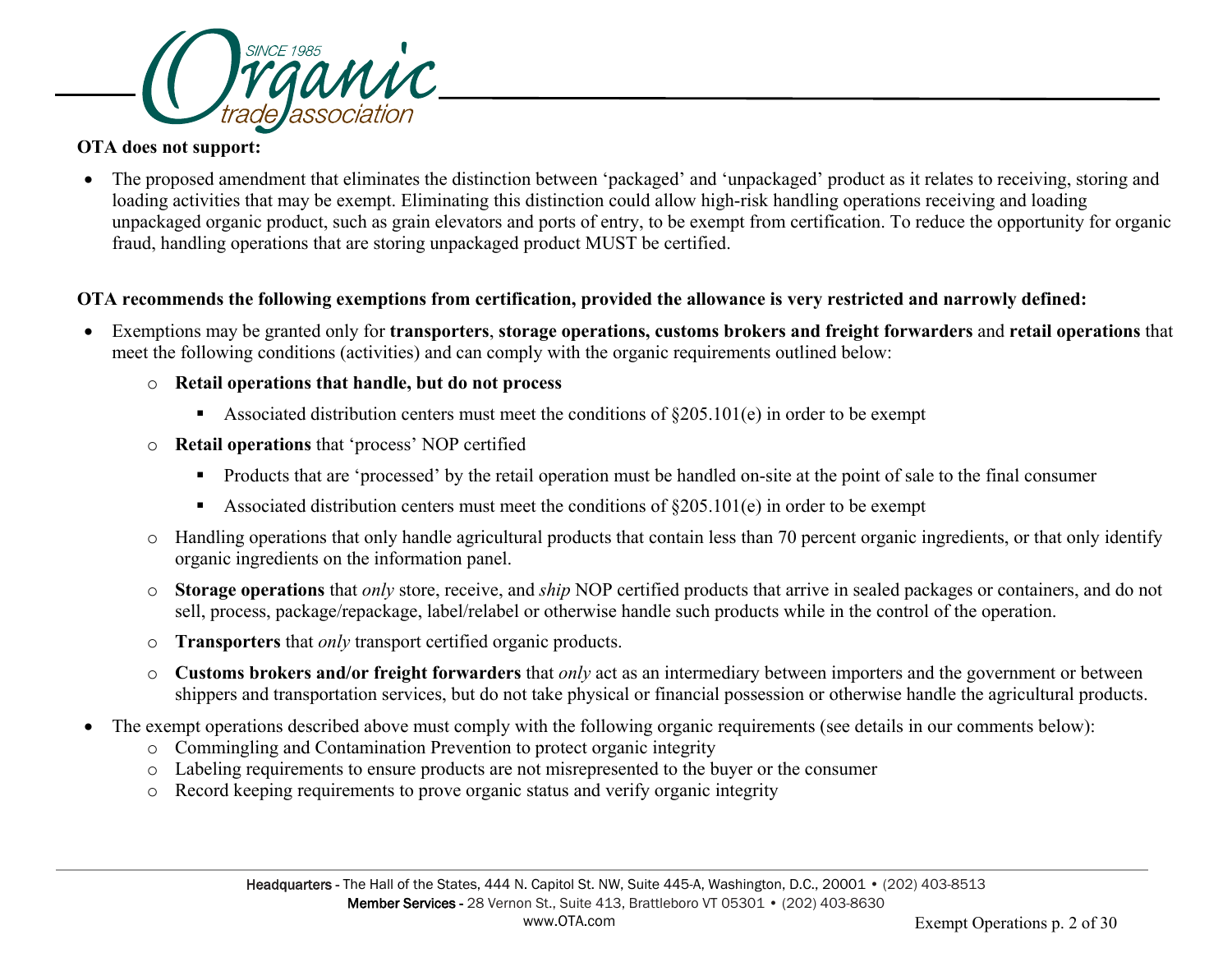**OTA does not support:**

- The proposed amendment that eliminates the distinction between 'packaged' and 'unpackaged' product as it relates to receiving, storing and loading activities that may be exempt. Eliminating this distinction could allow high-risk handling operations receiving and loading unpackaged organic product, such as grain elevators and ports of entry, to be exempt from certification. To reduce the opportunity for organic fraud, handling operations that are storing unpackaged product MUST be certified.

**OTA recommends the following exemptions from certification, provided the allowance is very restricted and narrowly defined:**

- Exemptions may be granted only for **transporters**, **storage operations, customs brokers and freight forwarders** and **retail operations** that meet the following conditions (activities) and can comply with the organic requirements outlined below:
  - **Retail operations that handle, but do not process**
    - Associated distribution centers must meet the conditions of §205.101(e) in order to be exempt
  - **Retail operations** that 'process' NOP certified
    - Products that are 'processed' by the retail operation must be handled on-site at the point of sale to the final consumer
    - Associated distribution centers must meet the conditions of §205.101(e) in order to be exempt
  - Handling operations that only handle agricultural products that contain less than 70 percent organic ingredients, or that only identify organic ingredients on the information panel.
  - **Storage operations** that *only* store, receive, and *ship* NOP certified products that arrive in sealed packages or containers, and do not sell, process, package/repackage, label/relabel or otherwise handle such products while in the control of the operation.
  - **Transporters** that *only* transport certified organic products.
  - **Customs brokers and/or freight forwarders** that *only* act as an intermediary between importers and the government or between shippers and transportation services, but do not take physical or financial possession or otherwise handle the agricultural products.
- The exempt operations described above must comply with the following organic requirements (see details in our comments below):
  - Commingling and Contamination Prevention to protect organic integrity
  - Labeling requirements to ensure products are not misrepresented to the buyer or the consumer
  - Record keeping requirements to prove organic status and verify organic integrity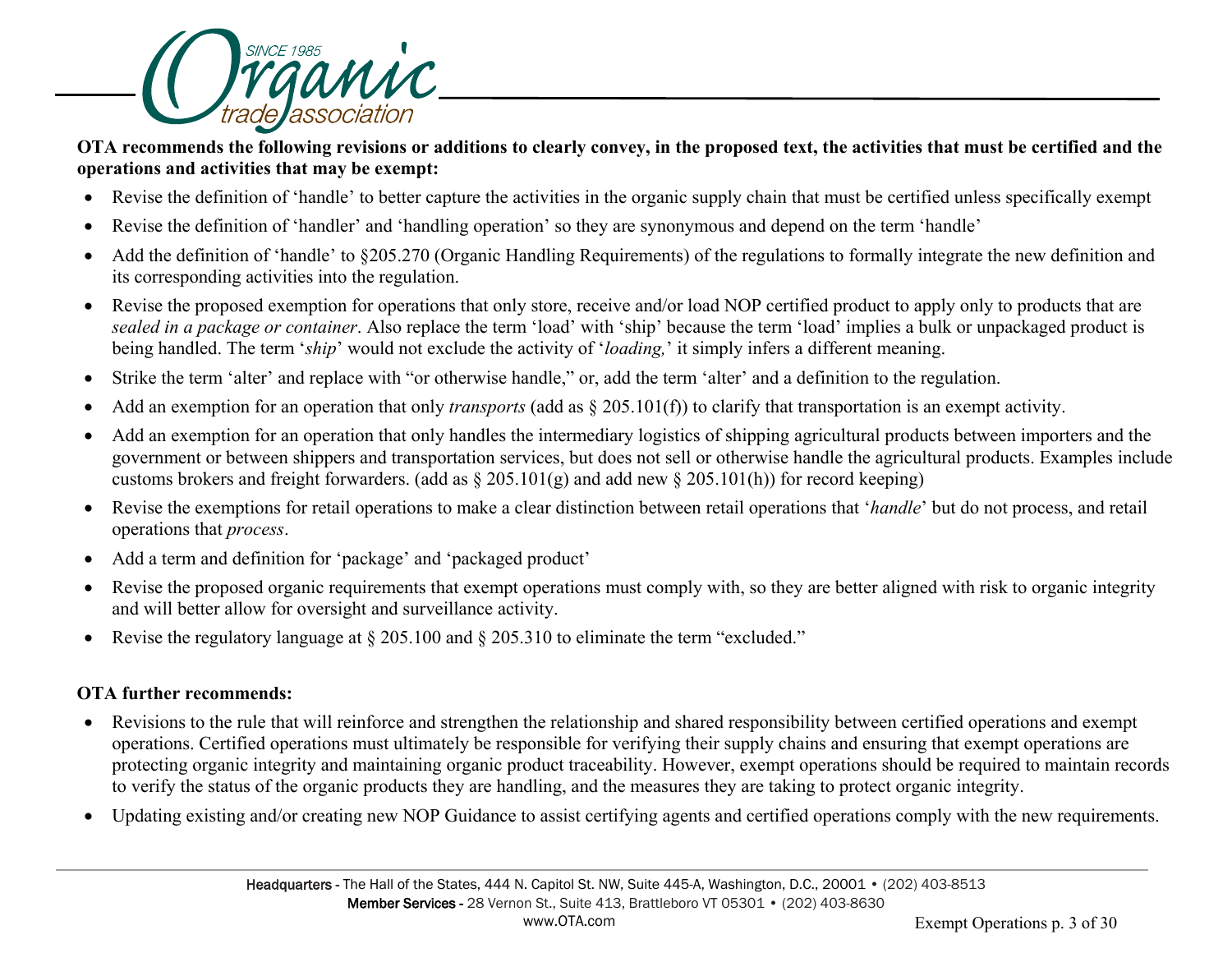**OTA recommends the following revisions or additions to clearly convey, in the proposed text, the activities that must be certified and the operations and activities that may be exempt:**

- Revise the definition of 'handle' to better capture the activities in the organic supply chain that must be certified unless specifically exempt
- Revise the definition of 'handler' and 'handling operation' so they are synonymous and depend on the term 'handle'
- Add the definition of 'handle' to §205.270 (Organic Handling Requirements) of the regulations to formally integrate the new definition and its corresponding activities into the regulation.
- Revise the proposed exemption for operations that only store, receive and/or load NOP certified product to apply only to products that are *sealed in a package or container*. Also replace the term 'load' with 'ship' because the term 'load' implies a bulk or unpackaged product is being handled. The term '*ship*' would not exclude the activity of '*loading,*' it simply infers a different meaning.
- Strike the term 'alter' and replace with "or otherwise handle," or, add the term 'alter' and a definition to the regulation.
- Add an exemption for an operation that only *transports* (add as § 205.101(f)) to clarify that transportation is an exempt activity.
- Add an exemption for an operation that only handles the intermediary logistics of shipping agricultural products between importers and the government or between shippers and transportation services, but does not sell or otherwise handle the agricultural products. Examples include customs brokers and freight forwarders. (add as § 205.101(g) and add new § 205.101(h)) for record keeping)
- Revise the exemptions for retail operations to make a clear distinction between retail operations that '*handle*' but do not process, and retail operations that *process*.
- Add a term and definition for 'package' and 'packaged product'
- Revise the proposed organic requirements that exempt operations must comply with, so they are better aligned with risk to organic integrity and will better allow for oversight and surveillance activity.
- Revise the regulatory language at § 205.100 and § 205.310 to eliminate the term "excluded."

**OTA further recommends:**

- Revisions to the rule that will reinforce and strengthen the relationship and shared responsibility between certified operations and exempt operations. Certified operations must ultimately be responsible for verifying their supply chains and ensuring that exempt operations are protecting organic integrity and maintaining organic product traceability. However, exempt operations should be required to maintain records to verify the status of the organic products they are handling, and the measures they are taking to protect organic integrity.
- Updating existing and/or creating new NOP Guidance to assist certifying agents and certified operations comply with the new requirements.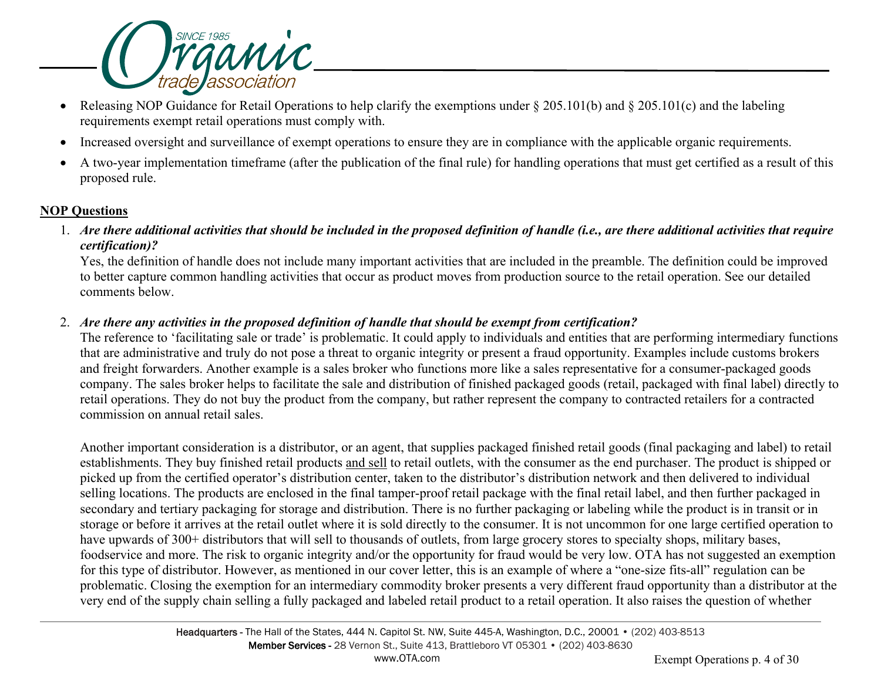- Releasing NOP Guidance for Retail Operations to help clarify the exemptions under § 205.101(b) and § 205.101(c) and the labeling requirements exempt retail operations must comply with.
- Increased oversight and surveillance of exempt operations to ensure they are in compliance with the applicable organic requirements.
- A two-year implementation timeframe (after the publication of the final rule) for handling operations that must get certified as a result of this proposed rule.

## NOP Questions

1. ***Are there additional activities that should be included in the proposed definition of handle (i.e., are there additional activities that require certification)?***
   Yes, the definition of handle does not include many important activities that are included in the preamble. The definition could be improved to better capture common handling activities that occur as product moves from production source to the retail operation. See our detailed comments below.

2. ***Are there any activities in the proposed definition of handle that should be exempt from certification?***
   The reference to 'facilitating sale or trade' is problematic. It could apply to individuals and entities that are performing intermediary functions that are administrative and truly do not pose a threat to organic integrity or present a fraud opportunity. Examples include customs brokers and freight forwarders. Another example is a sales broker who functions more like a sales representative for a consumer-packaged goods company. The sales broker helps to facilitate the sale and distribution of finished packaged goods (retail, packaged with final label) directly to retail operations. They do not buy the product from the company, but rather represent the company to contracted retailers for a contracted commission on annual retail sales.

   Another important consideration is a distributor, or an agent, that supplies packaged finished retail goods (final packaging and label) to retail establishments. They buy finished retail products and sell to retail outlets, with the consumer as the end purchaser. The product is shipped or picked up from the certified operator's distribution center, taken to the distributor's distribution network and then delivered to individual selling locations. The products are enclosed in the final tamper-proof retail package with the final retail label, and then further packaged in secondary and tertiary packaging for storage and distribution. There is no further packaging or labeling while the product is in transit or in storage or before it arrives at the retail outlet where it is sold directly to the consumer. It is not uncommon for one large certified operation to have upwards of 300+ distributors that will sell to thousands of outlets, from large grocery stores to specialty shops, military bases, foodservice and more. The risk to organic integrity and/or the opportunity for fraud would be very low. OTA has not suggested an exemption for this type of distributor. However, as mentioned in our cover letter, this is an example of where a "one-size fits-all" regulation can be problematic. Closing the exemption for an intermediary commodity broker presents a very different fraud opportunity than a distributor at the very end of the supply chain selling a fully packaged and labeled retail product to a retail operation. It also raises the question of whether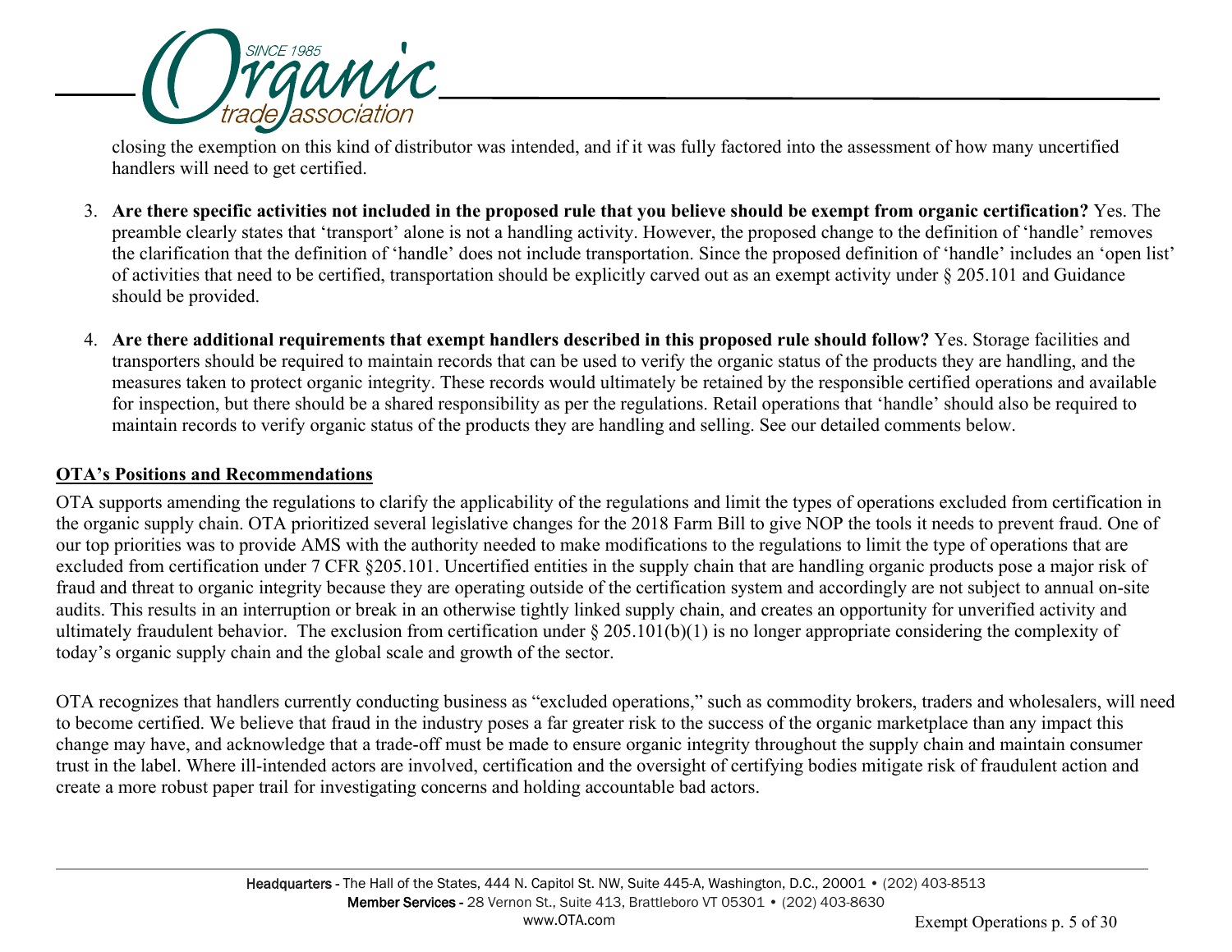closing the exemption on this kind of distributor was intended, and if it was fully factored into the assessment of how many uncertified handlers will need to get certified.

3. **Are there specific activities not included in the proposed rule that you believe should be exempt from organic certification?** Yes. The preamble clearly states that 'transport' alone is not a handling activity. However, the proposed change to the definition of 'handle' removes the clarification that the definition of 'handle' does not include transportation. Since the proposed definition of 'handle' includes an 'open list' of activities that need to be certified, transportation should be explicitly carved out as an exempt activity under § 205.101 and Guidance should be provided.

4. **Are there additional requirements that exempt handlers described in this proposed rule should follow?** Yes. Storage facilities and transporters should be required to maintain records that can be used to verify the organic status of the products they are handling, and the measures taken to protect organic integrity. These records would ultimately be retained by the responsible certified operations and available for inspection, but there should be a shared responsibility as per the regulations. Retail operations that 'handle' should also be required to maintain records to verify organic status of the products they are handling and selling. See our detailed comments below.

## OTA's Positions and Recommendations

OTA supports amending the regulations to clarify the applicability of the regulations and limit the types of operations excluded from certification in the organic supply chain. OTA prioritized several legislative changes for the 2018 Farm Bill to give NOP the tools it needs to prevent fraud. One of our top priorities was to provide AMS with the authority needed to make modifications to the regulations to limit the type of operations that are excluded from certification under 7 CFR §205.101. Uncertified entities in the supply chain that are handling organic products pose a major risk of fraud and threat to organic integrity because they are operating outside of the certification system and accordingly are not subject to annual on-site audits. This results in an interruption or break in an otherwise tightly linked supply chain, and creates an opportunity for unverified activity and ultimately fraudulent behavior. The exclusion from certification under § 205.101(b)(1) is no longer appropriate considering the complexity of today's organic supply chain and the global scale and growth of the sector.

OTA recognizes that handlers currently conducting business as "excluded operations," such as commodity brokers, traders and wholesalers, will need to become certified. We believe that fraud in the industry poses a far greater risk to the success of the organic marketplace than any impact this change may have, and acknowledge that a trade-off must be made to ensure organic integrity throughout the supply chain and maintain consumer trust in the label. Where ill-intended actors are involved, certification and the oversight of certifying bodies mitigate risk of fraudulent action and create a more robust paper trail for investigating concerns and holding accountable bad actors.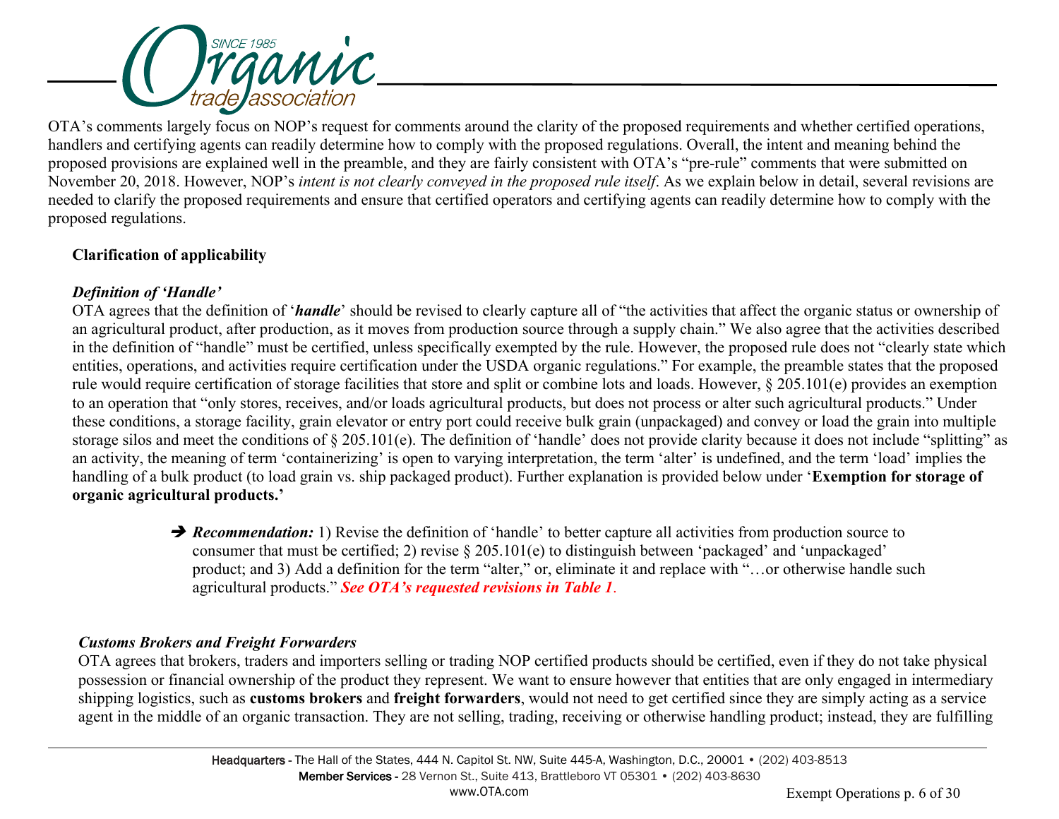OTA's comments largely focus on NOP's request for comments around the clarity of the proposed requirements and whether certified operations, handlers and certifying agents can readily determine how to comply with the proposed regulations. Overall, the intent and meaning behind the proposed provisions are explained well in the preamble, and they are fairly consistent with OTA's "pre-rule" comments that were submitted on November 20, 2018. However, NOP's *intent is not clearly conveyed in the proposed rule itself*. As we explain below in detail, several revisions are needed to clarify the proposed requirements and ensure that certified operators and certifying agents can readily determine how to comply with the proposed regulations.

**Clarification of applicability**

***Definition of 'Handle'***

OTA agrees that the definition of '***handle***' should be revised to clearly capture all of "the activities that affect the organic status or ownership of an agricultural product, after production, as it moves from production source through a supply chain." We also agree that the activities described in the definition of "handle" must be certified, unless specifically exempted by the rule. However, the proposed rule does not "clearly state which entities, operations, and activities require certification under the USDA organic regulations." For example, the preamble states that the proposed rule would require certification of storage facilities that store and split or combine lots and loads. However, § 205.101(e) provides an exemption to an operation that "only stores, receives, and/or loads agricultural products, but does not process or alter such agricultural products." Under these conditions, a storage facility, grain elevator or entry port could receive bulk grain (unpackaged) and convey or load the grain into multiple storage silos and meet the conditions of § 205.101(e). The definition of 'handle' does not provide clarity because it does not include "splitting" as an activity, the meaning of term 'containerizing' is open to varying interpretation, the term 'alter' is undefined, and the term 'load' implies the handling of a bulk product (to load grain vs. ship packaged product). Further explanation is provided below under '**Exemption for storage of organic agricultural products.'**

> ➔ ***Recommendation:*** 1) Revise the definition of 'handle' to better capture all activities from production source to consumer that must be certified; 2) revise § 205.101(e) to distinguish between 'packaged' and 'unpackaged' product; and 3) Add a definition for the term "alter," or, eliminate it and replace with "…or otherwise handle such agricultural products." ***See OTA's requested revisions in Table 1***.

***Customs Brokers and Freight Forwarders***

OTA agrees that brokers, traders and importers selling or trading NOP certified products should be certified, even if they do not take physical possession or financial ownership of the product they represent. We want to ensure however that entities that are only engaged in intermediary shipping logistics, such as **customs brokers** and **freight forwarders**, would not need to get certified since they are simply acting as a service agent in the middle of an organic transaction. They are not selling, trading, receiving or otherwise handling product; instead, they are fulfilling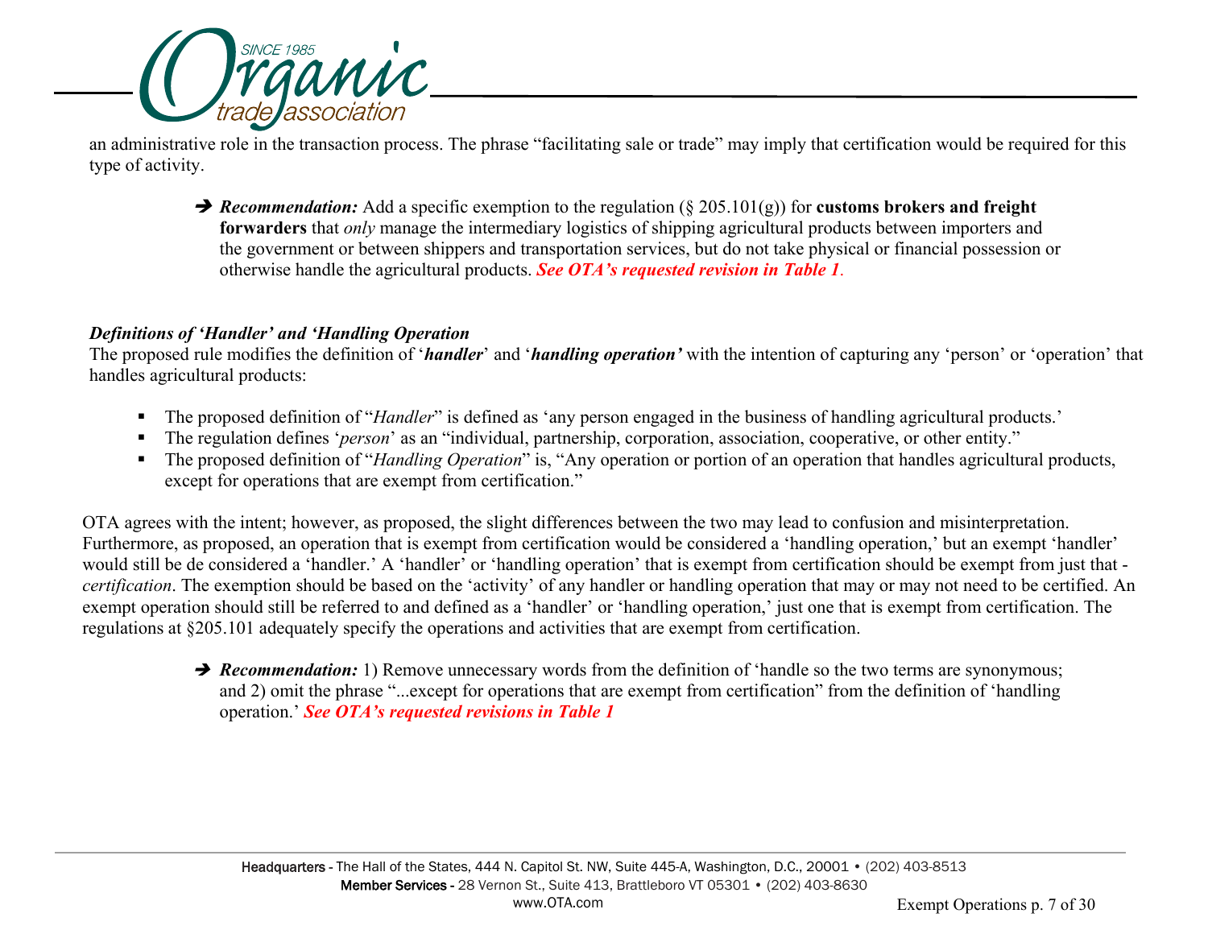an administrative role in the transaction process. The phrase "facilitating sale or trade" may imply that certification would be required for this type of activity.

> ➔ ***Recommendation:*** Add a specific exemption to the regulation (§ 205.101(g)) for **customs brokers and freight forwarders** that *only* manage the intermediary logistics of shipping agricultural products between importers and the government or between shippers and transportation services, but do not take physical or financial possession or otherwise handle the agricultural products. ***See OTA's requested revision in Table 1***.

***Definitions of 'Handler' and 'Handling Operation***

The proposed rule modifies the definition of '***handler***' and '***handling operation'*** with the intention of capturing any 'person' or 'operation' that handles agricultural products:

- The proposed definition of "*Handler*" is defined as 'any person engaged in the business of handling agricultural products.'
- The regulation defines '*person*' as an "individual, partnership, corporation, association, cooperative, or other entity."
- The proposed definition of "*Handling Operation*" is, "Any operation or portion of an operation that handles agricultural products, except for operations that are exempt from certification."

OTA agrees with the intent; however, as proposed, the slight differences between the two may lead to confusion and misinterpretation. Furthermore, as proposed, an operation that is exempt from certification would be considered a 'handling operation,' but an exempt 'handler' would still be de considered a 'handler.' A 'handler' or 'handling operation' that is exempt from certification should be exempt from just that - *certification*. The exemption should be based on the 'activity' of any handler or handling operation that may or may not need to be certified. An exempt operation should still be referred to and defined as a 'handler' or 'handling operation,' just one that is exempt from certification. The regulations at §205.101 adequately specify the operations and activities that are exempt from certification.

> ➔ ***Recommendation:*** 1) Remove unnecessary words from the definition of 'handle so the two terms are synonymous; and 2) omit the phrase "...except for operations that are exempt from certification" from the definition of 'handling operation.' ***See OTA's requested revisions in Table 1***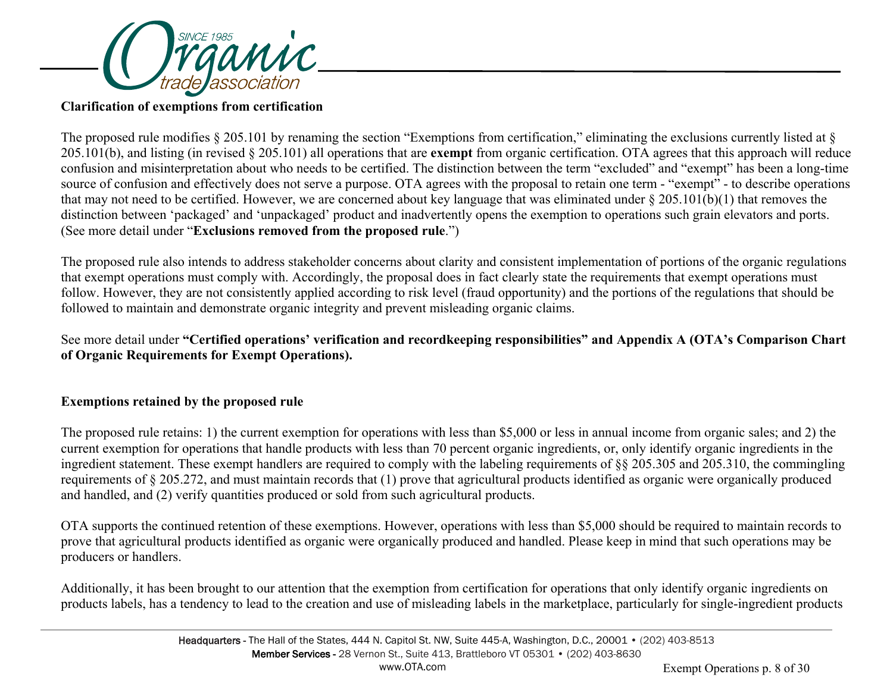**Clarification of exemptions from certification**

The proposed rule modifies § 205.101 by renaming the section "Exemptions from certification," eliminating the exclusions currently listed at § 205.101(b), and listing (in revised § 205.101) all operations that are **exempt** from organic certification. OTA agrees that this approach will reduce confusion and misinterpretation about who needs to be certified. The distinction between the term "excluded" and "exempt" has been a long-time source of confusion and effectively does not serve a purpose. OTA agrees with the proposal to retain one term - "exempt" - to describe operations that may not need to be certified. However, we are concerned about key language that was eliminated under § 205.101(b)(1) that removes the distinction between 'packaged' and 'unpackaged' product and inadvertently opens the exemption to operations such grain elevators and ports. (See more detail under "**Exclusions removed from the proposed rule**.")

The proposed rule also intends to address stakeholder concerns about clarity and consistent implementation of portions of the organic regulations that exempt operations must comply with. Accordingly, the proposal does in fact clearly state the requirements that exempt operations must follow. However, they are not consistently applied according to risk level (fraud opportunity) and the portions of the regulations that should be followed to maintain and demonstrate organic integrity and prevent misleading organic claims.

See more detail under **"Certified operations' verification and recordkeeping responsibilities" and Appendix A (OTA's Comparison Chart of Organic Requirements for Exempt Operations).**

**Exemptions retained by the proposed rule**

The proposed rule retains: 1) the current exemption for operations with less than $5,000 or less in annual income from organic sales; and 2) the current exemption for operations that handle products with less than 70 percent organic ingredients, or, only identify organic ingredients in the ingredient statement. These exempt handlers are required to comply with the labeling requirements of §§ 205.305 and 205.310, the commingling requirements of § 205.272, and must maintain records that (1) prove that agricultural products identified as organic were organically produced and handled, and (2) verify quantities produced or sold from such agricultural products.

OTA supports the continued retention of these exemptions. However, operations with less than $5,000 should be required to maintain records to prove that agricultural products identified as organic were organically produced and handled. Please keep in mind that such operations may be producers or handlers.

Additionally, it has been brought to our attention that the exemption from certification for operations that only identify organic ingredients on products labels, has a tendency to lead to the creation and use of misleading labels in the marketplace, particularly for single-ingredient products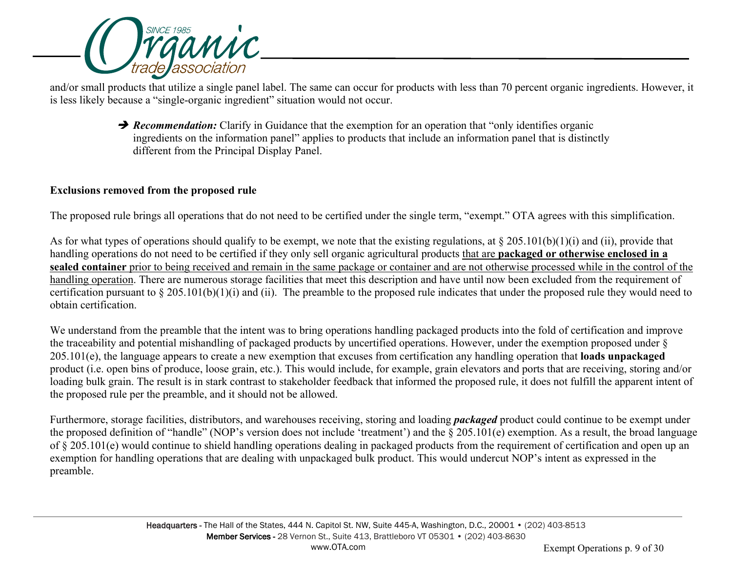and/or small products that utilize a single panel label. The same can occur for products with less than 70 percent organic ingredients. However, it is less likely because a "single-organic ingredient" situation would not occur.

> ➔ ***Recommendation:*** Clarify in Guidance that the exemption for an operation that "only identifies organic ingredients on the information panel" applies to products that include an information panel that is distinctly different from the Principal Display Panel.

**Exclusions removed from the proposed rule**

The proposed rule brings all operations that do not need to be certified under the single term, "exempt." OTA agrees with this simplification.

As for what types of operations should qualify to be exempt, we note that the existing regulations, at § 205.101(b)(1)(i) and (ii), provide that handling operations do not need to be certified if they only sell organic agricultural products <u>that are **packaged or otherwise enclosed in a sealed container** prior to being received and remain in the same package or container and are not otherwise processed while in the control of the handling operation</u>. There are numerous storage facilities that meet this description and have until now been excluded from the requirement of certification pursuant to § 205.101(b)(1)(i) and (ii). The preamble to the proposed rule indicates that under the proposed rule they would need to obtain certification.

We understand from the preamble that the intent was to bring operations handling packaged products into the fold of certification and improve the traceability and potential mishandling of packaged products by uncertified operations. However, under the exemption proposed under § 205.101(e), the language appears to create a new exemption that excuses from certification any handling operation that **loads unpackaged** product (i.e. open bins of produce, loose grain, etc.). This would include, for example, grain elevators and ports that are receiving, storing and/or loading bulk grain. The result is in stark contrast to stakeholder feedback that informed the proposed rule, it does not fulfill the apparent intent of the proposed rule per the preamble, and it should not be allowed.

Furthermore, storage facilities, distributors, and warehouses receiving, storing and loading ***packaged*** product could continue to be exempt under the proposed definition of "handle" (NOP's version does not include 'treatment') and the § 205.101(e) exemption. As a result, the broad language of § 205.101(e) would continue to shield handling operations dealing in packaged products from the requirement of certification and open up an exemption for handling operations that are dealing with unpackaged bulk product. This would undercut NOP's intent as expressed in the preamble.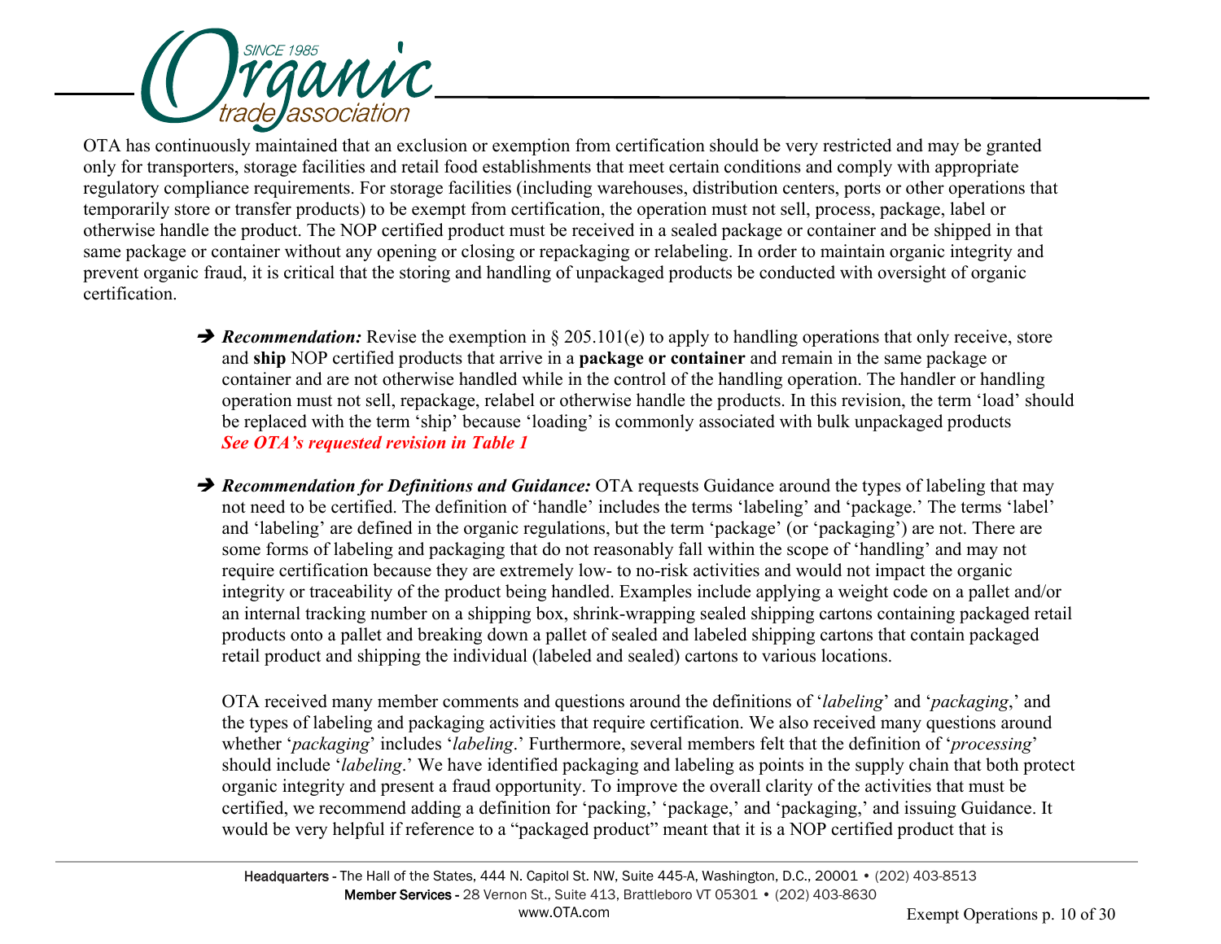OTA has continuously maintained that an exclusion or exemption from certification should be very restricted and may be granted only for transporters, storage facilities and retail food establishments that meet certain conditions and comply with appropriate regulatory compliance requirements. For storage facilities (including warehouses, distribution centers, ports or other operations that temporarily store or transfer products) to be exempt from certification, the operation must not sell, process, package, label or otherwise handle the product. The NOP certified product must be received in a sealed package or container and be shipped in that same package or container without any opening or closing or repackaging or relabeling. In order to maintain organic integrity and prevent organic fraud, it is critical that the storing and handling of unpackaged products be conducted with oversight of organic certification.

➔ ***Recommendation:*** Revise the exemption in § 205.101(e) to apply to handling operations that only receive, store and **ship** NOP certified products that arrive in a **package or container** and remain in the same package or container and are not otherwise handled while in the control of the handling operation. The handler or handling operation must not sell, repackage, relabel or otherwise handle the products. In this revision, the term 'load' should be replaced with the term 'ship' because 'loading' is commonly associated with bulk unpackaged products ***See OTA's requested revision in Table 1***

➔ ***Recommendation for Definitions and Guidance:*** OTA requests Guidance around the types of labeling that may not need to be certified. The definition of 'handle' includes the terms 'labeling' and 'package.' The terms 'label' and 'labeling' are defined in the organic regulations, but the term 'package' (or 'packaging') are not. There are some forms of labeling and packaging that do not reasonably fall within the scope of 'handling' and may not require certification because they are extremely low- to no-risk activities and would not impact the organic integrity or traceability of the product being handled. Examples include applying a weight code on a pallet and/or an internal tracking number on a shipping box, shrink-wrapping sealed shipping cartons containing packaged retail products onto a pallet and breaking down a pallet of sealed and labeled shipping cartons that contain packaged retail product and shipping the individual (labeled and sealed) cartons to various locations.

OTA received many member comments and questions around the definitions of '*labeling*' and '*packaging*,' and the types of labeling and packaging activities that require certification. We also received many questions around whether '*packaging*' includes '*labeling*.' Furthermore, several members felt that the definition of '*processing*' should include '*labeling*.' We have identified packaging and labeling as points in the supply chain that both protect organic integrity and present a fraud opportunity. To improve the overall clarity of the activities that must be certified, we recommend adding a definition for 'packing,' 'package,' and 'packaging,' and issuing Guidance. It would be very helpful if reference to a "packaged product" meant that it is a NOP certified product that is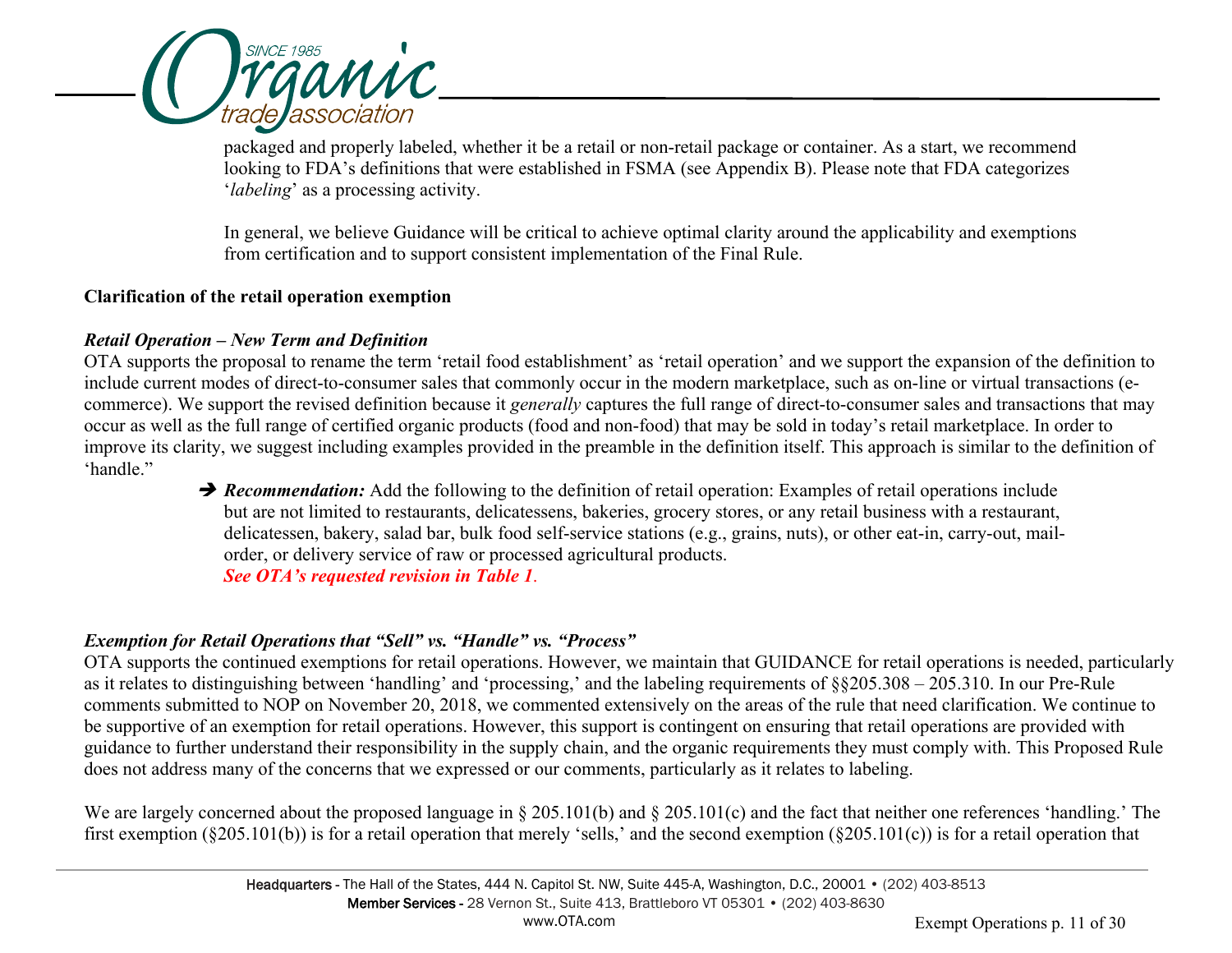packaged and properly labeled, whether it be a retail or non-retail package or container. As a start, we recommend looking to FDA's definitions that were established in FSMA (see Appendix B). Please note that FDA categorizes '*labeling*' as a processing activity.

In general, we believe Guidance will be critical to achieve optimal clarity around the applicability and exemptions from certification and to support consistent implementation of the Final Rule.

**Clarification of the retail operation exemption**

***Retail Operation – New Term and Definition***

OTA supports the proposal to rename the term 'retail food establishment' as 'retail operation' and we support the expansion of the definition to include current modes of direct-to-consumer sales that commonly occur in the modern marketplace, such as on-line or virtual transactions (e-commerce). We support the revised definition because it *generally* captures the full range of direct-to-consumer sales and transactions that may occur as well as the full range of certified organic products (food and non-food) that may be sold in today's retail marketplace. In order to improve its clarity, we suggest including examples provided in the preamble in the definition itself. This approach is similar to the definition of 'handle."

> ➔ ***Recommendation:*** Add the following to the definition of retail operation: Examples of retail operations include but are not limited to restaurants, delicatessens, bakeries, grocery stores, or any retail business with a restaurant, delicatessen, bakery, salad bar, bulk food self-service stations (e.g., grains, nuts), or other eat-in, carry-out, mail-order, or delivery service of raw or processed agricultural products.
> ***See OTA's requested revision in Table 1***.

***Exemption for Retail Operations that "Sell" vs. "Handle" vs. "Process"***

OTA supports the continued exemptions for retail operations. However, we maintain that GUIDANCE for retail operations is needed, particularly as it relates to distinguishing between 'handling' and 'processing,' and the labeling requirements of §§205.308 – 205.310. In our Pre-Rule comments submitted to NOP on November 20, 2018, we commented extensively on the areas of the rule that need clarification. We continue to be supportive of an exemption for retail operations. However, this support is contingent on ensuring that retail operations are provided with guidance to further understand their responsibility in the supply chain, and the organic requirements they must comply with. This Proposed Rule does not address many of the concerns that we expressed or our comments, particularly as it relates to labeling.

We are largely concerned about the proposed language in § 205.101(b) and § 205.101(c) and the fact that neither one references 'handling.' The first exemption (§205.101(b)) is for a retail operation that merely 'sells,' and the second exemption (§205.101(c)) is for a retail operation that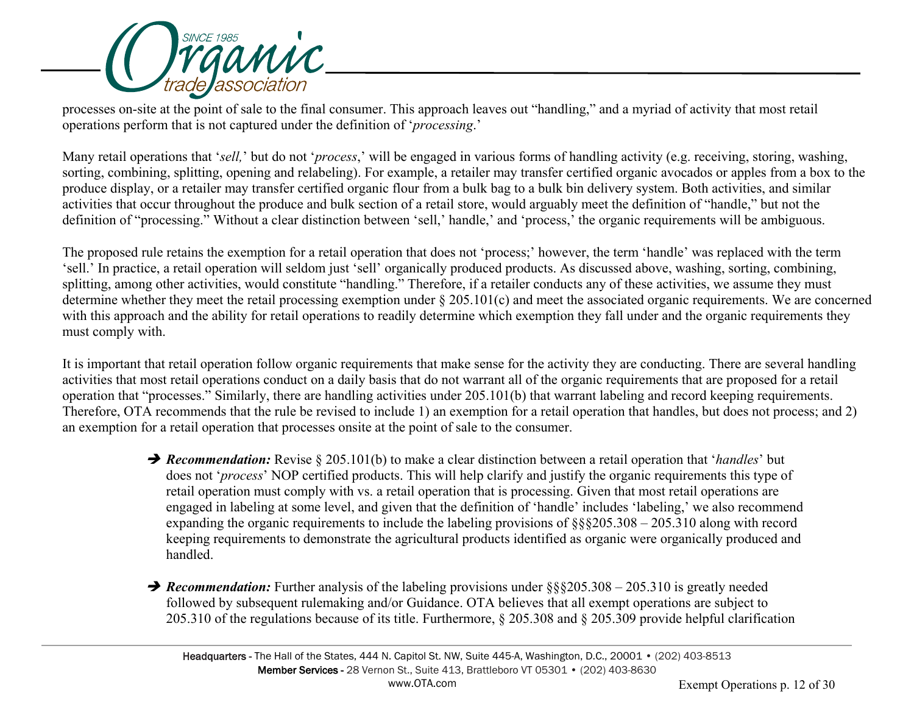processes on-site at the point of sale to the final consumer. This approach leaves out "handling," and a myriad of activity that most retail operations perform that is not captured under the definition of '*processing*.'

Many retail operations that '*sell,*' but do not '*process*,' will be engaged in various forms of handling activity (e.g. receiving, storing, washing, sorting, combining, splitting, opening and relabeling). For example, a retailer may transfer certified organic avocados or apples from a box to the produce display, or a retailer may transfer certified organic flour from a bulk bag to a bulk bin delivery system. Both activities, and similar activities that occur throughout the produce and bulk section of a retail store, would arguably meet the definition of "handle," but not the definition of "processing." Without a clear distinction between 'sell,' handle,' and 'process,' the organic requirements will be ambiguous.

The proposed rule retains the exemption for a retail operation that does not 'process;' however, the term 'handle' was replaced with the term 'sell.' In practice, a retail operation will seldom just 'sell' organically produced products. As discussed above, washing, sorting, combining, splitting, among other activities, would constitute "handling." Therefore, if a retailer conducts any of these activities, we assume they must determine whether they meet the retail processing exemption under § 205.101(c) and meet the associated organic requirements. We are concerned with this approach and the ability for retail operations to readily determine which exemption they fall under and the organic requirements they must comply with.

It is important that retail operation follow organic requirements that make sense for the activity they are conducting. There are several handling activities that most retail operations conduct on a daily basis that do not warrant all of the organic requirements that are proposed for a retail operation that "processes." Similarly, there are handling activities under 205.101(b) that warrant labeling and record keeping requirements. Therefore, OTA recommends that the rule be revised to include 1) an exemption for a retail operation that handles, but does not process; and 2) an exemption for a retail operation that processes onsite at the point of sale to the consumer.

- ➔ ***Recommendation:*** Revise § 205.101(b) to make a clear distinction between a retail operation that '*handles*' but does not '*process*' NOP certified products. This will help clarify and justify the organic requirements this type of retail operation must comply with vs. a retail operation that is processing. Given that most retail operations are engaged in labeling at some level, and given that the definition of 'handle' includes 'labeling,' we also recommend expanding the organic requirements to include the labeling provisions of §§§205.308 – 205.310 along with record keeping requirements to demonstrate the agricultural products identified as organic were organically produced and handled.

- ➔ ***Recommendation:*** Further analysis of the labeling provisions under §§§205.308 – 205.310 is greatly needed followed by subsequent rulemaking and/or Guidance. OTA believes that all exempt operations are subject to 205.310 of the regulations because of its title. Furthermore, § 205.308 and § 205.309 provide helpful clarification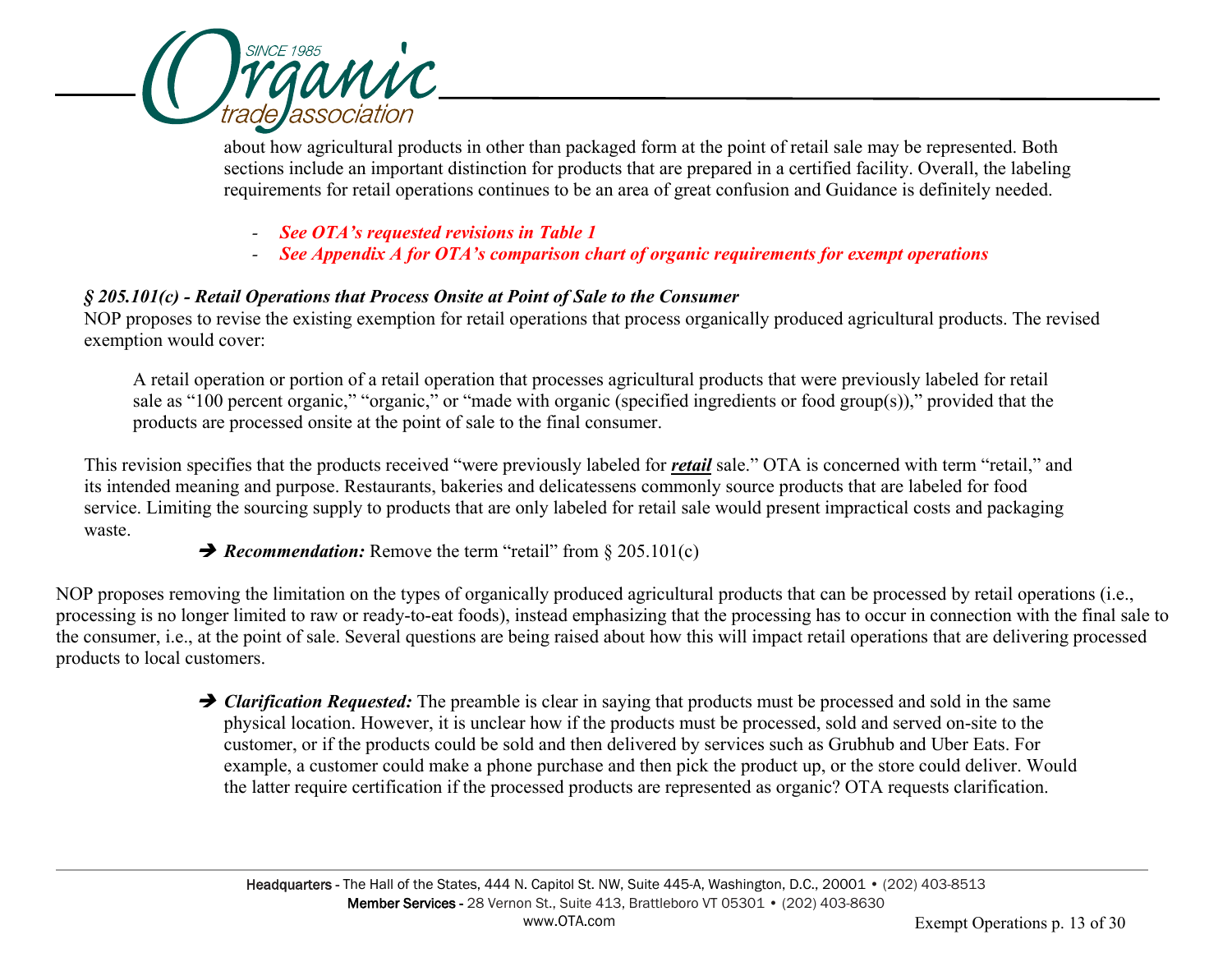about how agricultural products in other than packaged form at the point of retail sale may be represented. Both sections include an important distinction for products that are prepared in a certified facility. Overall, the labeling requirements for retail operations continues to be an area of great confusion and Guidance is definitely needed.

- ***See OTA's requested revisions in Table 1***
- ***See Appendix A for OTA's comparison chart of organic requirements for exempt operations***

***§ 205.101(c) - Retail Operations that Process Onsite at Point of Sale to the Consumer***

NOP proposes to revise the existing exemption for retail operations that process organically produced agricultural products. The revised exemption would cover:

> A retail operation or portion of a retail operation that processes agricultural products that were previously labeled for retail sale as "100 percent organic," "organic," or "made with organic (specified ingredients or food group(s))," provided that the products are processed onsite at the point of sale to the final consumer.

This revision specifies that the products received "were previously labeled for ***retail*** sale." OTA is concerned with term "retail," and its intended meaning and purpose. Restaurants, bakeries and delicatessens commonly source products that are labeled for food service. Limiting the sourcing supply to products that are only labeled for retail sale would present impractical costs and packaging waste.

➔ ***Recommendation:*** Remove the term "retail" from § 205.101(c)

NOP proposes removing the limitation on the types of organically produced agricultural products that can be processed by retail operations (i.e., processing is no longer limited to raw or ready-to-eat foods), instead emphasizing that the processing has to occur in connection with the final sale to the consumer, i.e., at the point of sale. Several questions are being raised about how this will impact retail operations that are delivering processed products to local customers.

➔ ***Clarification Requested:*** The preamble is clear in saying that products must be processed and sold in the same physical location. However, it is unclear how if the products must be processed, sold and served on-site to the customer, or if the products could be sold and then delivered by services such as Grubhub and Uber Eats. For example, a customer could make a phone purchase and then pick the product up, or the store could deliver. Would the latter require certification if the processed products are represented as organic? OTA requests clarification.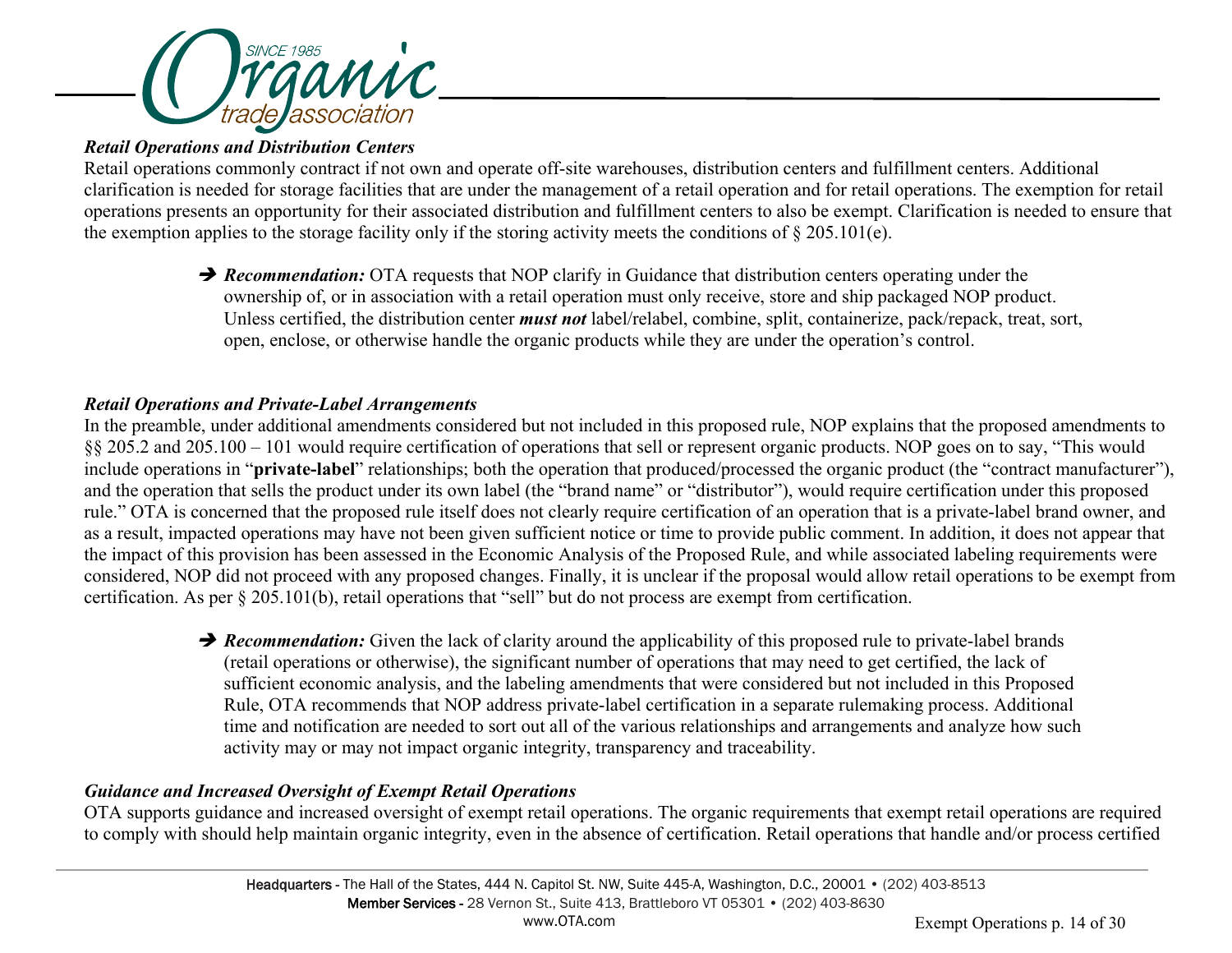***Retail Operations and Distribution Centers***

Retail operations commonly contract if not own and operate off-site warehouses, distribution centers and fulfillment centers. Additional clarification is needed for storage facilities that are under the management of a retail operation and for retail operations. The exemption for retail operations presents an opportunity for their associated distribution and fulfillment centers to also be exempt. Clarification is needed to ensure that the exemption applies to the storage facility only if the storing activity meets the conditions of § 205.101(e).

> ➔ ***Recommendation:*** OTA requests that NOP clarify in Guidance that distribution centers operating under the ownership of, or in association with a retail operation must only receive, store and ship packaged NOP product. Unless certified, the distribution center ***must not*** label/relabel, combine, split, containerize, pack/repack, treat, sort, open, enclose, or otherwise handle the organic products while they are under the operation's control.

***Retail Operations and Private-Label Arrangements***

In the preamble, under additional amendments considered but not included in this proposed rule, NOP explains that the proposed amendments to §§ 205.2 and 205.100 – 101 would require certification of operations that sell or represent organic products. NOP goes on to say, "This would include operations in "**private-label**" relationships; both the operation that produced/processed the organic product (the "contract manufacturer"), and the operation that sells the product under its own label (the "brand name" or "distributor"), would require certification under this proposed rule." OTA is concerned that the proposed rule itself does not clearly require certification of an operation that is a private-label brand owner, and as a result, impacted operations may have not been given sufficient notice or time to provide public comment. In addition, it does not appear that the impact of this provision has been assessed in the Economic Analysis of the Proposed Rule, and while associated labeling requirements were considered, NOP did not proceed with any proposed changes. Finally, it is unclear if the proposal would allow retail operations to be exempt from certification. As per § 205.101(b), retail operations that "sell" but do not process are exempt from certification.

> ➔ ***Recommendation:*** Given the lack of clarity around the applicability of this proposed rule to private-label brands (retail operations or otherwise), the significant number of operations that may need to get certified, the lack of sufficient economic analysis, and the labeling amendments that were considered but not included in this Proposed Rule, OTA recommends that NOP address private-label certification in a separate rulemaking process. Additional time and notification are needed to sort out all of the various relationships and arrangements and analyze how such activity may or may not impact organic integrity, transparency and traceability.

***Guidance and Increased Oversight of Exempt Retail Operations***

OTA supports guidance and increased oversight of exempt retail operations. The organic requirements that exempt retail operations are required to comply with should help maintain organic integrity, even in the absence of certification. Retail operations that handle and/or process certified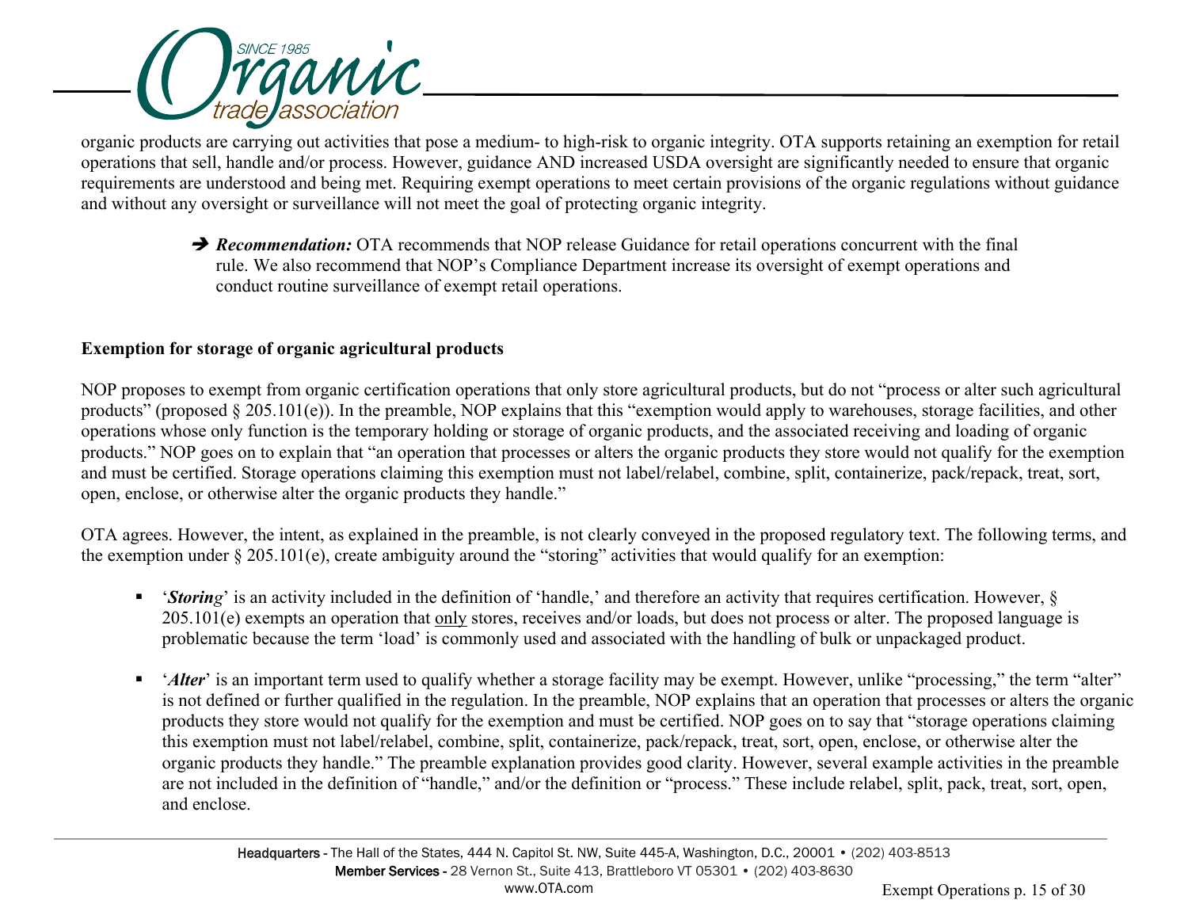organic products are carrying out activities that pose a medium- to high-risk to organic integrity. OTA supports retaining an exemption for retail operations that sell, handle and/or process. However, guidance AND increased USDA oversight are significantly needed to ensure that organic requirements are understood and being met. Requiring exempt operations to meet certain provisions of the organic regulations without guidance and without any oversight or surveillance will not meet the goal of protecting organic integrity.

> ➔ ***Recommendation:*** OTA recommends that NOP release Guidance for retail operations concurrent with the final rule. We also recommend that NOP's Compliance Department increase its oversight of exempt operations and conduct routine surveillance of exempt retail operations.

**Exemption for storage of organic agricultural products**

NOP proposes to exempt from organic certification operations that only store agricultural products, but do not "process or alter such agricultural products" (proposed § 205.101(e)). In the preamble, NOP explains that this "exemption would apply to warehouses, storage facilities, and other operations whose only function is the temporary holding or storage of organic products, and the associated receiving and loading of organic products." NOP goes on to explain that "an operation that processes or alters the organic products they store would not qualify for the exemption and must be certified. Storage operations claiming this exemption must not label/relabel, combine, split, containerize, pack/repack, treat, sort, open, enclose, or otherwise alter the organic products they handle."

OTA agrees. However, the intent, as explained in the preamble, is not clearly conveyed in the proposed regulatory text. The following terms, and the exemption under § 205.101(e), create ambiguity around the "storing" activities that would qualify for an exemption:

- '***Storing***' is an activity included in the definition of 'handle,' and therefore an activity that requires certification. However, § 205.101(e) exempts an operation that <u>only</u> stores, receives and/or loads, but does not process or alter. The proposed language is problematic because the term 'load' is commonly used and associated with the handling of bulk or unpackaged product.

- '***Alter***' is an important term used to qualify whether a storage facility may be exempt. However, unlike "processing," the term "alter" is not defined or further qualified in the regulation. In the preamble, NOP explains that an operation that processes or alters the organic products they store would not qualify for the exemption and must be certified. NOP goes on to say that "storage operations claiming this exemption must not label/relabel, combine, split, containerize, pack/repack, treat, sort, open, enclose, or otherwise alter the organic products they handle." The preamble explanation provides good clarity. However, several example activities in the preamble are not included in the definition of "handle," and/or the definition or "process." These include relabel, split, pack, treat, sort, open, and enclose.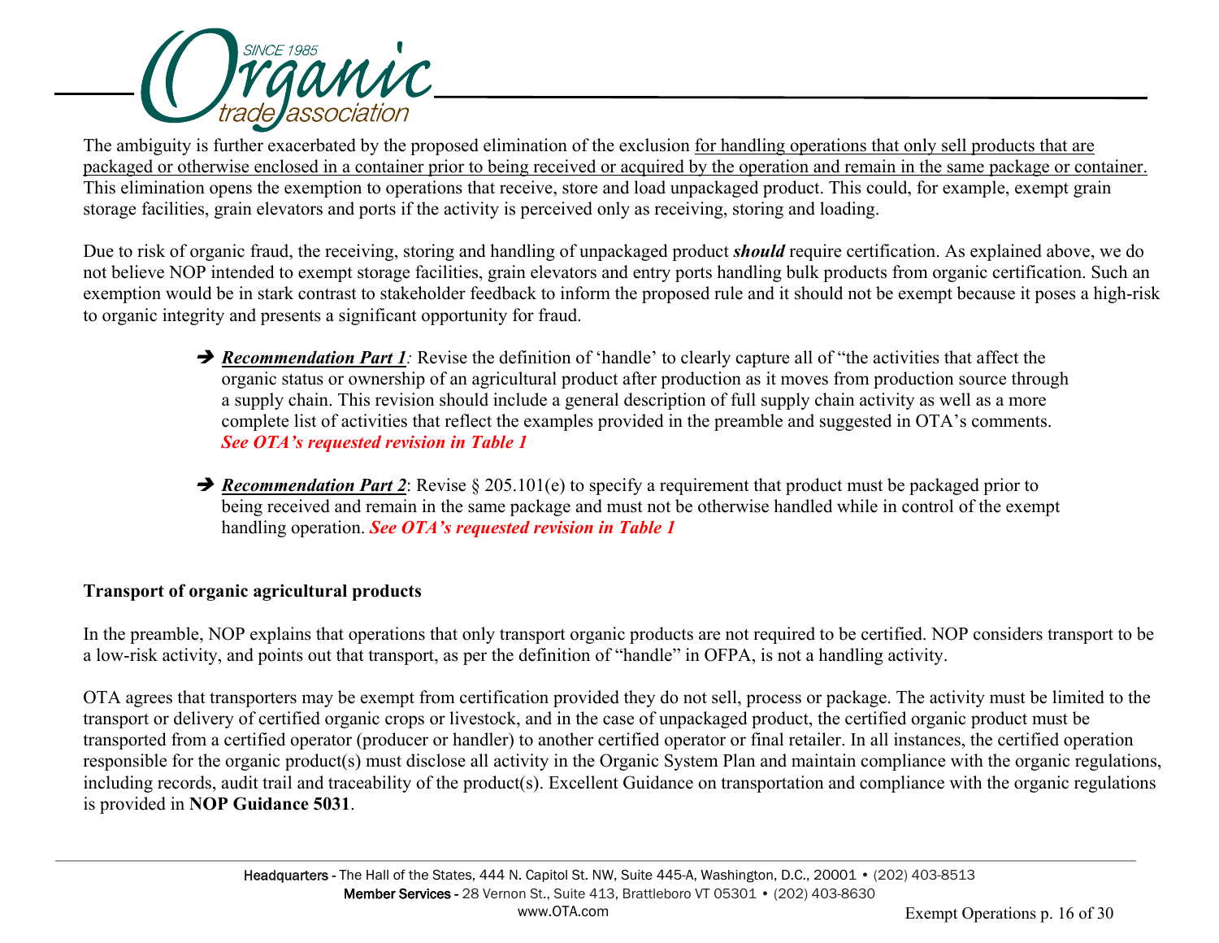The ambiguity is further exacerbated by the proposed elimination of the exclusion <u>for handling operations that only sell products that are packaged or otherwise enclosed in a container prior to being received or acquired by the operation and remain in the same package or container.</u> This elimination opens the exemption to operations that receive, store and load unpackaged product. This could, for example, exempt grain storage facilities, grain elevators and ports if the activity is perceived only as receiving, storing and loading.

Due to risk of organic fraud, the receiving, storing and handling of unpackaged product ***should*** require certification. As explained above, we do not believe NOP intended to exempt storage facilities, grain elevators and entry ports handling bulk products from organic certification. Such an exemption would be in stark contrast to stakeholder feedback to inform the proposed rule and it should not be exempt because it poses a high-risk to organic integrity and presents a significant opportunity for fraud.

- ➔ ***<u>Recommendation Part 1</u>****:* Revise the definition of 'handle' to clearly capture all of "the activities that affect the organic status or ownership of an agricultural product after production as it moves from production source through a supply chain. This revision should include a general description of full supply chain activity as well as a more complete list of activities that reflect the examples provided in the preamble and suggested in OTA's comments. ***See OTA's requested revision in Table 1***

- ➔ ***<u>Recommendation Part 2</u>***: Revise § 205.101(e) to specify a requirement that product must be packaged prior to being received and remain in the same package and must not be otherwise handled while in control of the exempt handling operation. ***See OTA's requested revision in Table 1***

**Transport of organic agricultural products**

In the preamble, NOP explains that operations that only transport organic products are not required to be certified. NOP considers transport to be a low-risk activity, and points out that transport, as per the definition of "handle" in OFPA, is not a handling activity.

OTA agrees that transporters may be exempt from certification provided they do not sell, process or package. The activity must be limited to the transport or delivery of certified organic crops or livestock, and in the case of unpackaged product, the certified organic product must be transported from a certified operator (producer or handler) to another certified operator or final retailer. In all instances, the certified operation responsible for the organic product(s) must disclose all activity in the Organic System Plan and maintain compliance with the organic regulations, including records, audit trail and traceability of the product(s). Excellent Guidance on transportation and compliance with the organic regulations is provided in **NOP Guidance 5031**.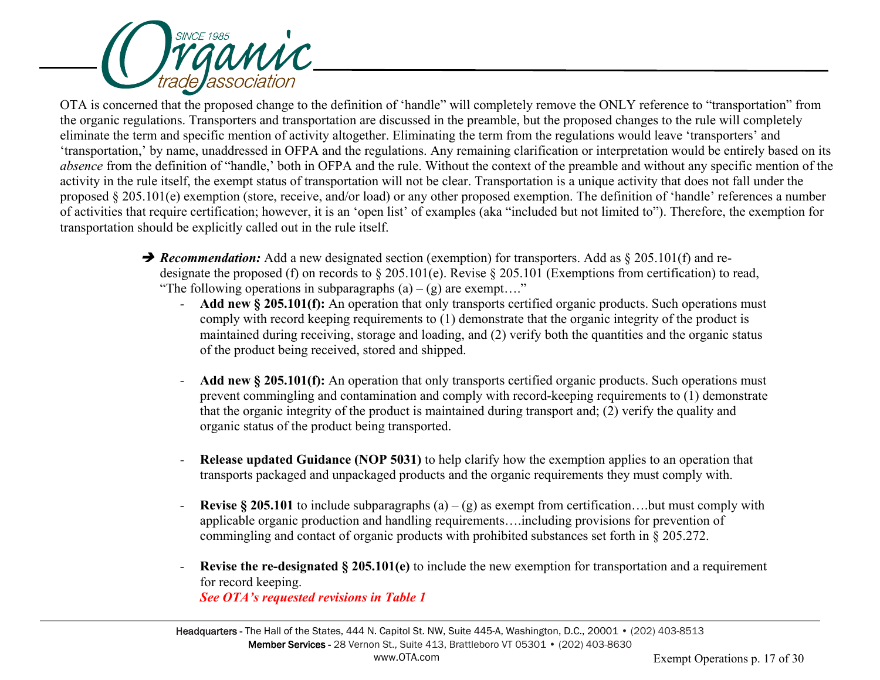OTA is concerned that the proposed change to the definition of 'handle" will completely remove the ONLY reference to "transportation" from the organic regulations. Transporters and transportation are discussed in the preamble, but the proposed changes to the rule will completely eliminate the term and specific mention of activity altogether. Eliminating the term from the regulations would leave 'transporters' and 'transportation,' by name, unaddressed in OFPA and the regulations. Any remaining clarification or interpretation would be entirely based on its *absence* from the definition of "handle,' both in OFPA and the rule. Without the context of the preamble and without any specific mention of the activity in the rule itself, the exempt status of transportation will not be clear. Transportation is a unique activity that does not fall under the proposed § 205.101(e) exemption (store, receive, and/or load) or any other proposed exemption. The definition of 'handle' references a number of activities that require certification; however, it is an 'open list' of examples (aka "included but not limited to"). Therefore, the exemption for transportation should be explicitly called out in the rule itself.

➔ ***Recommendation:*** Add a new designated section (exemption) for transporters. Add as § 205.101(f) and re-designate the proposed (f) on records to § 205.101(e). Revise § 205.101 (Exemptions from certification) to read, "The following operations in subparagraphs (a) – (g) are exempt…."

- **Add new § 205.101(f):** An operation that only transports certified organic products. Such operations must comply with record keeping requirements to (1) demonstrate that the organic integrity of the product is maintained during receiving, storage and loading, and (2) verify both the quantities and the organic status of the product being received, stored and shipped.

- **Add new § 205.101(f):** An operation that only transports certified organic products. Such operations must prevent commingling and contamination and comply with record-keeping requirements to (1) demonstrate that the organic integrity of the product is maintained during transport and; (2) verify the quality and organic status of the product being transported.

- **Release updated Guidance (NOP 5031)** to help clarify how the exemption applies to an operation that transports packaged and unpackaged products and the organic requirements they must comply with.

- **Revise § 205.101** to include subparagraphs (a) – (g) as exempt from certification….but must comply with applicable organic production and handling requirements….including provisions for prevention of commingling and contact of organic products with prohibited substances set forth in § 205.272.

- **Revise the re-designated § 205.101(e)** to include the new exemption for transportation and a requirement for record keeping.
  ***See OTA's requested revisions in Table 1***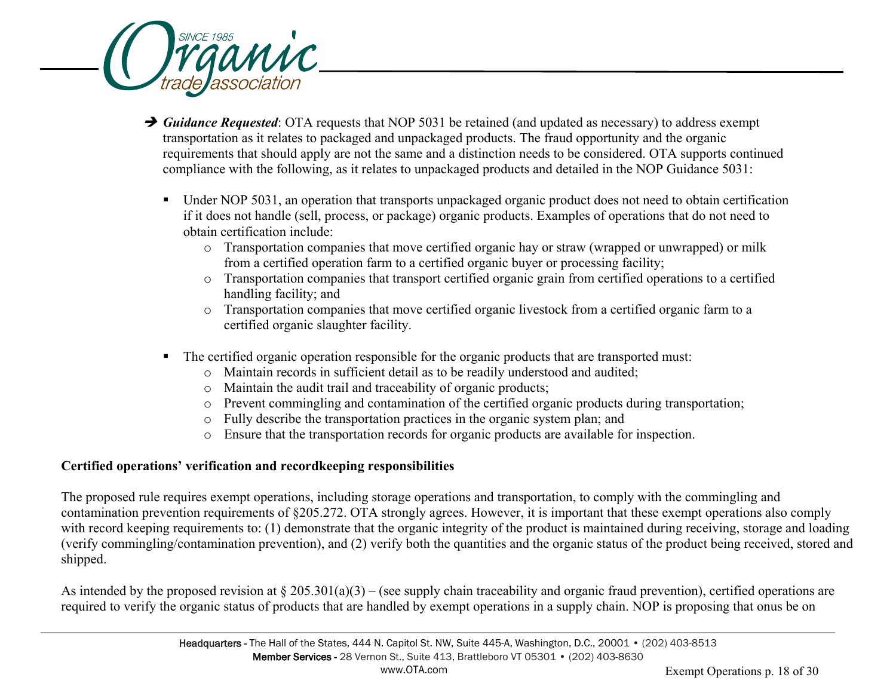- ➔ ***Guidance Requested***: OTA requests that NOP 5031 be retained (and updated as necessary) to address exempt transportation as it relates to packaged and unpackaged products. The fraud opportunity and the organic requirements that should apply are not the same and a distinction needs to be considered. OTA supports continued compliance with the following, as it relates to unpackaged products and detailed in the NOP Guidance 5031:

  - Under NOP 5031, an operation that transports unpackaged organic product does not need to obtain certification if it does not handle (sell, process, or package) organic products. Examples of operations that do not need to obtain certification include:
    - Transportation companies that move certified organic hay or straw (wrapped or unwrapped) or milk from a certified operation farm to a certified organic buyer or processing facility;
    - Transportation companies that transport certified organic grain from certified operations to a certified handling facility; and
    - Transportation companies that move certified organic livestock from a certified organic farm to a certified organic slaughter facility.

  - The certified organic operation responsible for the organic products that are transported must:
    - Maintain records in sufficient detail as to be readily understood and audited;
    - Maintain the audit trail and traceability of organic products;
    - Prevent commingling and contamination of the certified organic products during transportation;
    - Fully describe the transportation practices in the organic system plan; and
    - Ensure that the transportation records for organic products are available for inspection.

**Certified operations' verification and recordkeeping responsibilities**

The proposed rule requires exempt operations, including storage operations and transportation, to comply with the commingling and contamination prevention requirements of §205.272. OTA strongly agrees. However, it is important that these exempt operations also comply with record keeping requirements to: (1) demonstrate that the organic integrity of the product is maintained during receiving, storage and loading (verify commingling/contamination prevention), and (2) verify both the quantities and the organic status of the product being received, stored and shipped.

As intended by the proposed revision at § 205.301(a)(3) – (see supply chain traceability and organic fraud prevention), certified operations are required to verify the organic status of products that are handled by exempt operations in a supply chain. NOP is proposing that onus be on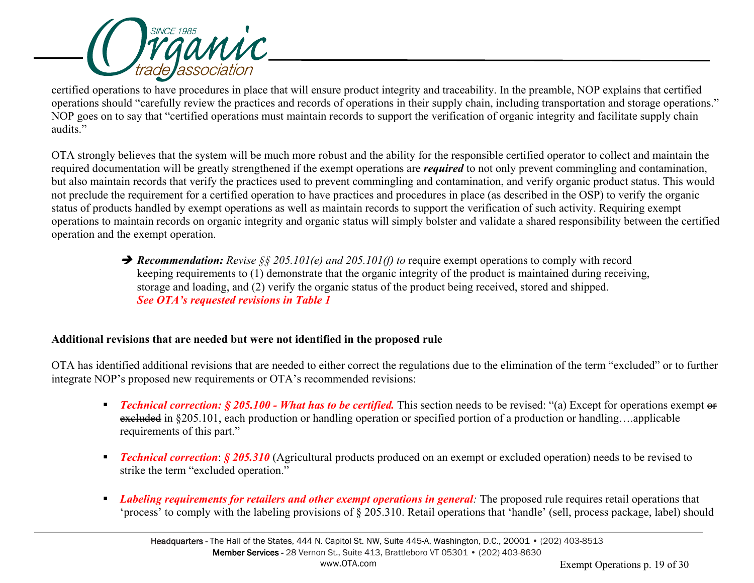certified operations to have procedures in place that will ensure product integrity and traceability. In the preamble, NOP explains that certified operations should "carefully review the practices and records of operations in their supply chain, including transportation and storage operations." NOP goes on to say that "certified operations must maintain records to support the verification of organic integrity and facilitate supply chain audits."

OTA strongly believes that the system will be much more robust and the ability for the responsible certified operator to collect and maintain the required documentation will be greatly strengthened if the exempt operations are ***required*** to not only prevent commingling and contamination, but also maintain records that verify the practices used to prevent commingling and contamination, and verify organic product status. This would not preclude the requirement for a certified operation to have practices and procedures in place (as described in the OSP) to verify the organic status of products handled by exempt operations as well as maintain records to support the verification of such activity. Requiring exempt operations to maintain records on organic integrity and organic status will simply bolster and validate a shared responsibility between the certified operation and the exempt operation.

> ➔ ***Recommendation:*** *Revise §§ 205.101(e) and 205.101(f) to* require exempt operations to comply with record keeping requirements to (1) demonstrate that the organic integrity of the product is maintained during receiving, storage and loading, and (2) verify the organic status of the product being received, stored and shipped.
> ***See OTA's requested revisions in Table 1***

**Additional revisions that are needed but were not identified in the proposed rule**

OTA has identified additional revisions that are needed to either correct the regulations due to the elimination of the term "excluded" or to further integrate NOP's proposed new requirements or OTA's recommended revisions:

- ***Technical correction: § 205.100 - What has to be certified.*** This section needs to be revised: "(a) Except for operations exempt ~~or excluded~~ in §205.101, each production or handling operation or specified portion of a production or handling….applicable requirements of this part."
- ***Technical correction***: ***§ 205.310*** (Agricultural products produced on an exempt or excluded operation) needs to be revised to strike the term "excluded operation."
- ***Labeling requirements for retailers and other exempt operations in general****:* The proposed rule requires retail operations that 'process' to comply with the labeling provisions of § 205.310. Retail operations that 'handle' (sell, process package, label) should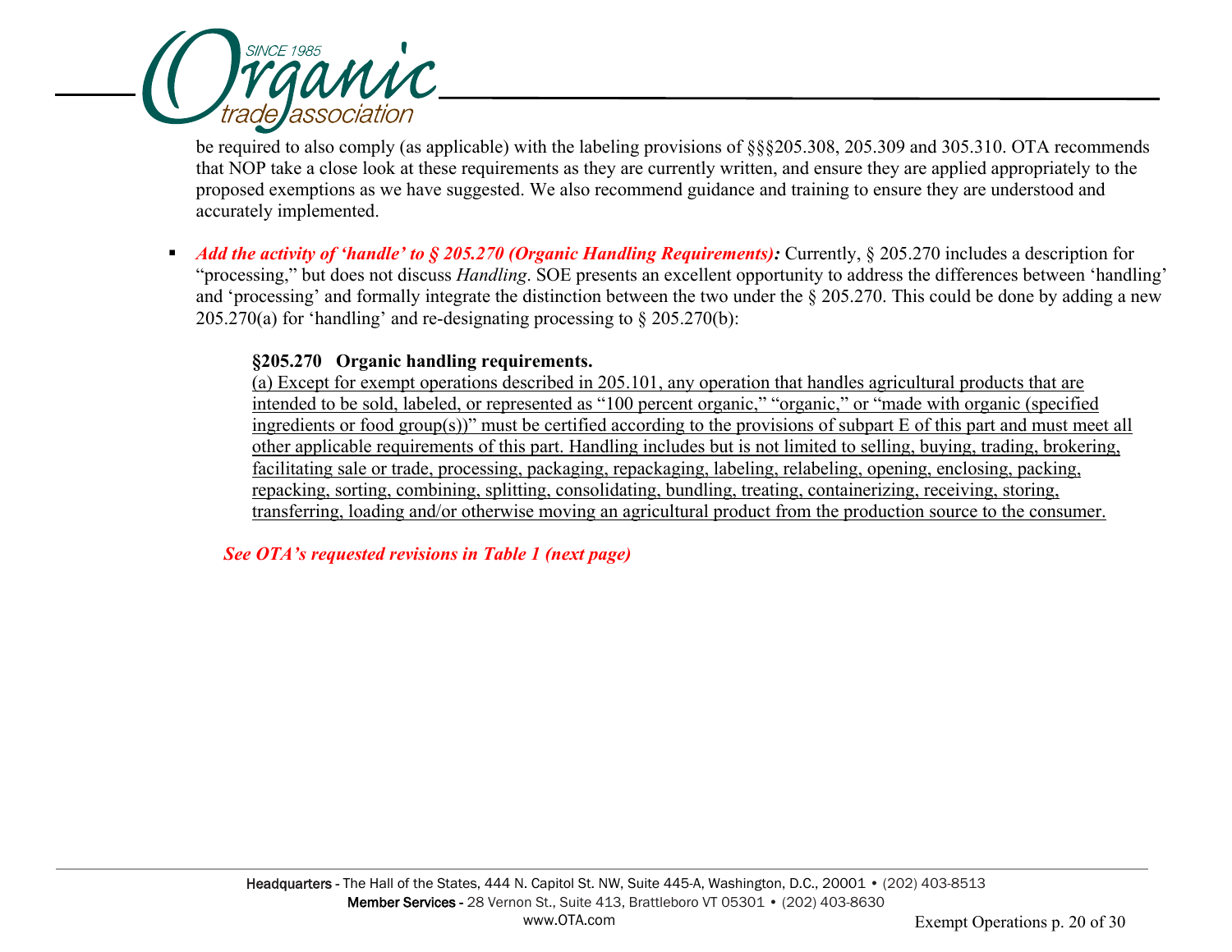be required to also comply (as applicable) with the labeling provisions of §§§205.308, 205.309 and 305.310. OTA recommends that NOP take a close look at these requirements as they are currently written, and ensure they are applied appropriately to the proposed exemptions as we have suggested. We also recommend guidance and training to ensure they are understood and accurately implemented.

- ***Add the activity of 'handle' to § 205.270 (Organic Handling Requirements):*** Currently, § 205.270 includes a description for "processing," but does not discuss *Handling*. SOE presents an excellent opportunity to address the differences between 'handling' and 'processing' and formally integrate the distinction between the two under the § 205.270. This could be done by adding a new 205.270(a) for 'handling' and re-designating processing to § 205.270(b):

  **§205.270 Organic handling requirements.**
  <u>(a) Except for exempt operations described in 205.101, any operation that handles agricultural products that are intended to be sold, labeled, or represented as "100 percent organic," "organic," or "made with organic (specified ingredients or food group(s))" must be certified according to the provisions of subpart E of this part and must meet all other applicable requirements of this part. Handling includes but is not limited to selling, buying, trading, brokering, facilitating sale or trade, processing, packaging, repackaging, labeling, relabeling, opening, enclosing, packing, repacking, sorting, combining, splitting, consolidating, bundling, treating, containerizing, receiving, storing, transferring, loading and/or otherwise moving an agricultural product from the production source to the consumer.</u>

***See OTA's requested revisions in Table 1 (next page)***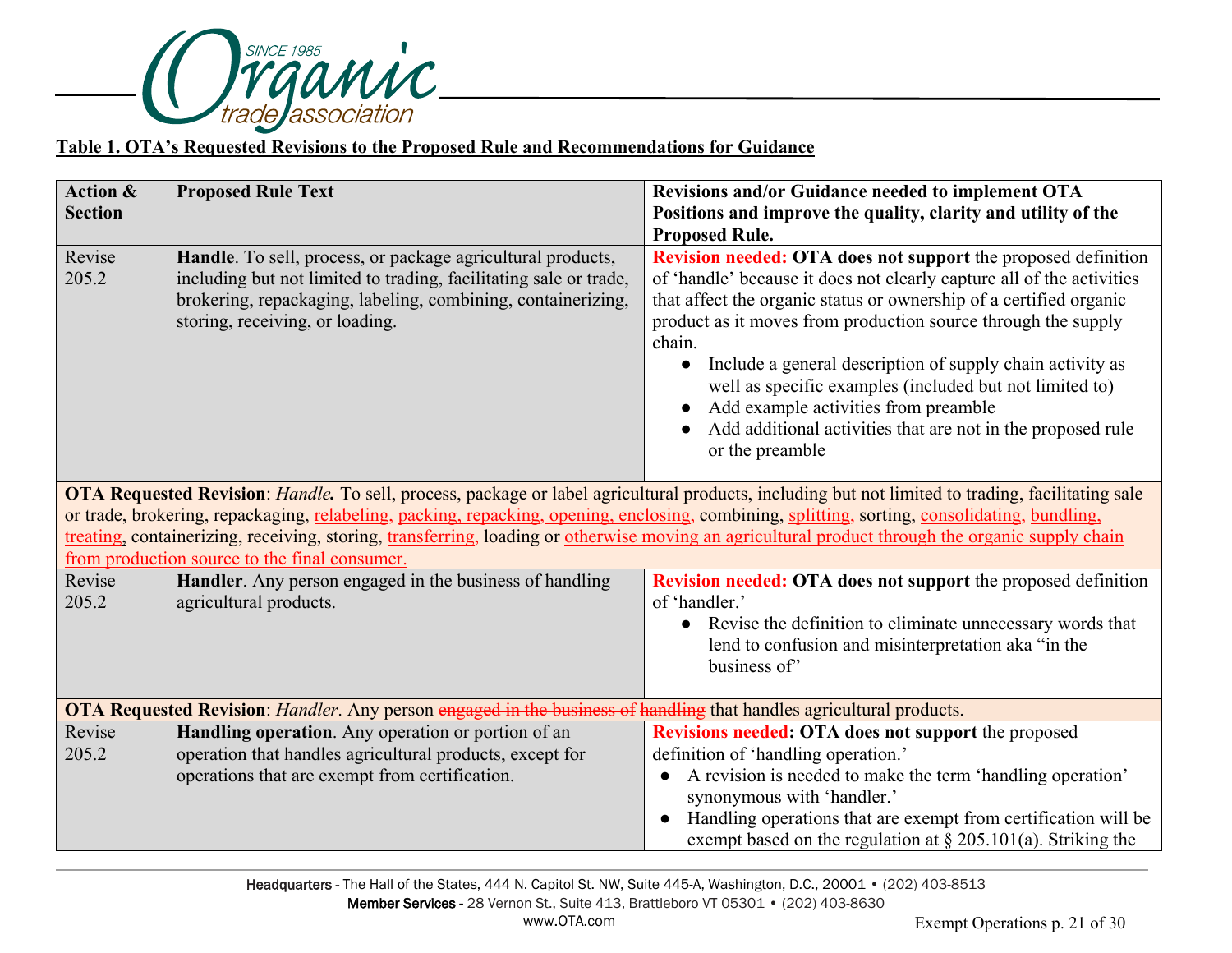**Table 1. OTA's Requested Revisions to the Proposed Rule and Recommendations for Guidance**

| Action & Section | Proposed Rule Text | Revisions and/or Guidance needed to implement OTA Positions and improve the quality, clarity and utility of the Proposed Rule. |
|---|---|---|
| Revise 205.2 | **Handle**. To sell, process, or package agricultural products, including but not limited to trading, facilitating sale or trade, brokering, repackaging, labeling, combining, containerizing, storing, receiving, or loading. | **Revision needed: OTA does not support** the proposed definition of 'handle' because it does not clearly capture all of the activities that affect the organic status or ownership of a certified organic product as it moves from production source through the supply chain.<br>● Include a general description of supply chain activity as well as specific examples (included but not limited to)<br>● Add example activities from preamble<br>● Add additional activities that are not in the proposed rule or the preamble |
| **OTA Requested Revision**: *Handle.* To sell, process, package or label agricultural products, including but not limited to trading, facilitating sale or trade, brokering, repackaging, <u>relabeling, packing, repacking, opening, enclosing,</u> combining, <u>splitting,</u> sorting, <u>consolidating, bundling, treating,</u> containerizing, receiving, storing, <u>transferring,</u> loading or <u>otherwise moving an agricultural product through the organic supply chain from production source to the final consumer.</u> | | |
| Revise 205.2 | **Handler**. Any person engaged in the business of handling agricultural products. | **Revision needed: OTA does not support** the proposed definition of 'handler.'<br>● Revise the definition to eliminate unnecessary words that lend to confusion and misinterpretation aka "in the business of" |
| **OTA Requested Revision**: *Handler*. Any person ~~engaged in the business of handling~~ that handles agricultural products. | | |
| Revise 205.2 | **Handling operation**. Any operation or portion of an operation that handles agricultural products, except for operations that are exempt from certification. | **Revisions needed: OTA does not support** the proposed definition of 'handling operation.'<br>● A revision is needed to make the term 'handling operation' synonymous with 'handler.'<br>● Handling operations that are exempt from certification will be exempt based on the regulation at § 205.101(a). Striking the |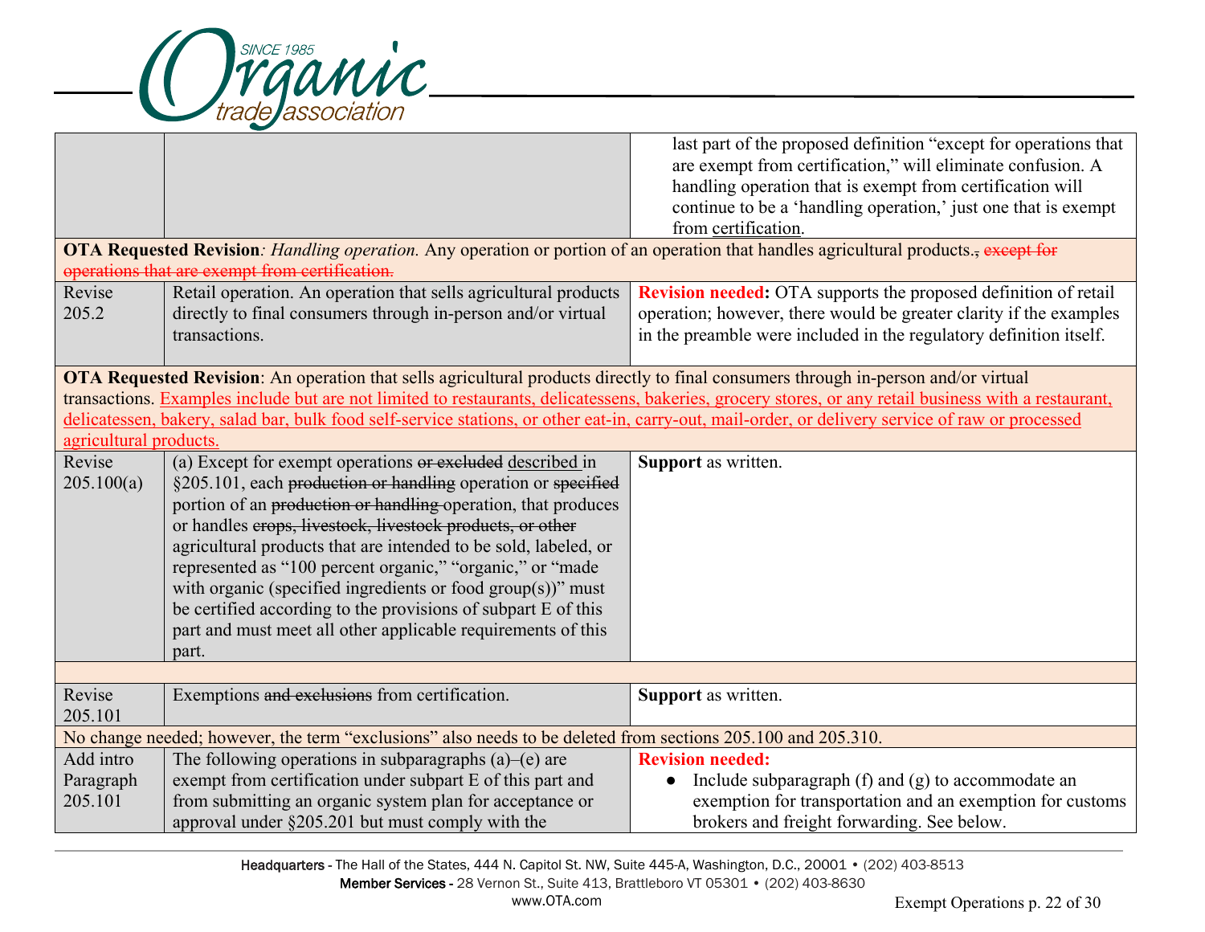| | | |
|---|---|---|
| | | last part of the proposed definition "except for operations that are exempt from certification," will eliminate confusion. A handling operation that is exempt from certification will continue to be a 'handling operation,' just one that is exempt from certification. |
| **OTA Requested Revision***: Handling operation.* Any operation or portion of an operation that handles agricultural products.~~, except for operations that are exempt from certification.~~ | | |
| Revise 205.2 | Retail operation. An operation that sells agricultural products directly to final consumers through in-person and/or virtual transactions. | **Revision needed:** OTA supports the proposed definition of retail operation; however, there would be greater clarity if the examples in the preamble were included in the regulatory definition itself. |
| **OTA Requested Revision**: An operation that sells agricultural products directly to final consumers through in-person and/or virtual transactions. Examples include but are not limited to restaurants, delicatessens, bakeries, grocery stores, or any retail business with a restaurant, delicatessen, bakery, salad bar, bulk food self-service stations, or other eat-in, carry-out, mail-order, or delivery service of raw or processed agricultural products. | | |
| Revise 205.100(a) | (a) Except for exempt operations ~~or excluded~~ described in §205.101, each ~~production or handling~~ operation or ~~specified~~ portion of an ~~production or handling~~ operation, that produces or handles ~~crops, livestock, livestock products, or other~~ agricultural products that are intended to be sold, labeled, or represented as "100 percent organic," "organic," or "made with organic (specified ingredients or food group(s))" must be certified according to the provisions of subpart E of this part and must meet all other applicable requirements of this part. | **Support** as written. |
| | | |
| Revise 205.101 | Exemptions ~~and exclusions~~ from certification. | **Support** as written. |
| No change needed; however, the term "exclusions" also needs to be deleted from sections 205.100 and 205.310. | | |
| Add intro Paragraph 205.101 | The following operations in subparagraphs (a)–(e) are exempt from certification under subpart E of this part and from submitting an organic system plan for acceptance or approval under §205.201 but must comply with the | **Revision needed:**<br>● Include subparagraph (f) and (g) to accommodate an exemption for transportation and an exemption for customs brokers and freight forwarding. See below. |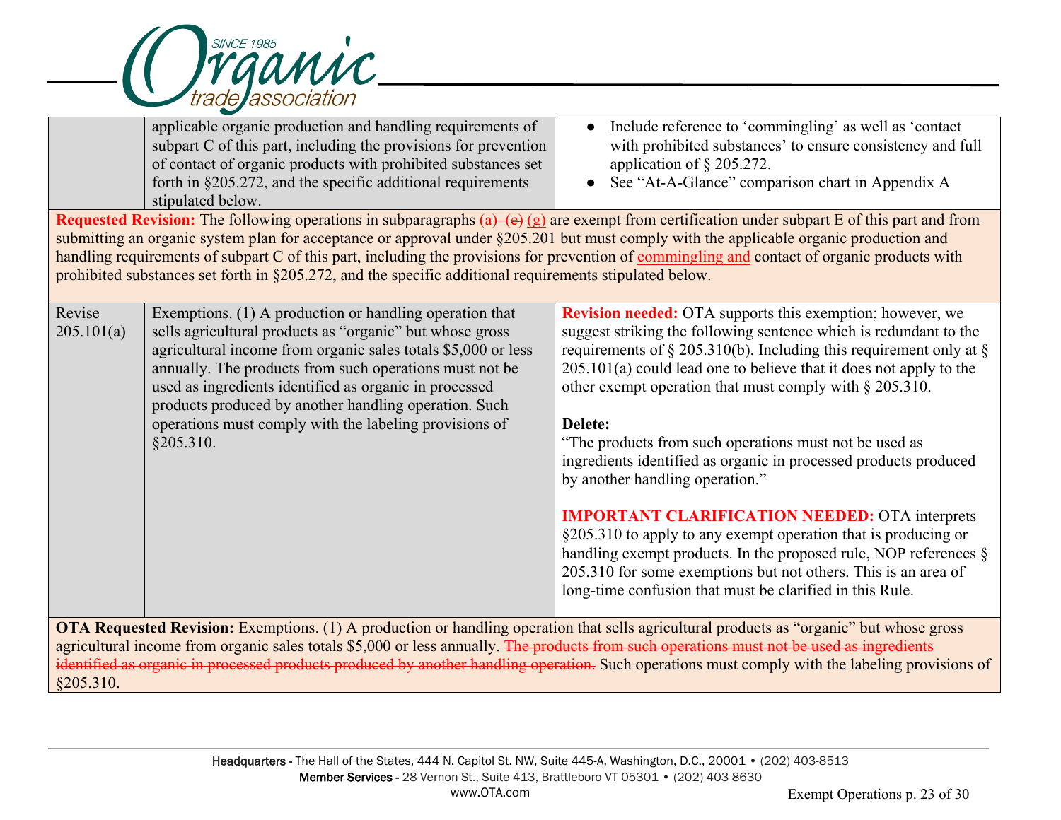| | | |
|---|---|---|
| | applicable organic production and handling requirements of subpart C of this part, including the provisions for prevention of contact of organic products with prohibited substances set forth in §205.272, and the specific additional requirements stipulated below. | • Include reference to 'commingling' as well as 'contact with prohibited substances' to ensure consistency and full application of § 205.272.<br>• See "At-A-Glance" comparison chart in Appendix A |

**Requested Revision:** The following operations in subparagraphs (a)–~~(e)~~ (g) are exempt from certification under subpart E of this part and from submitting an organic system plan for acceptance or approval under §205.201 but must comply with the applicable organic production and handling requirements of subpart C of this part, including the provisions for prevention of commingling and contact of organic products with prohibited substances set forth in §205.272, and the specific additional requirements stipulated below.

| | | |
|---|---|---|
| Revise 205.101(a) | Exemptions. (1) A production or handling operation that sells agricultural products as "organic" but whose gross agricultural income from organic sales totals $5,000 or less annually. The products from such operations must not be used as ingredients identified as organic in processed products produced by another handling operation. Such operations must comply with the labeling provisions of §205.310. | **Revision needed:** OTA supports this exemption; however, we suggest striking the following sentence which is redundant to the requirements of § 205.310(b). Including this requirement only at § 205.101(a) could lead one to believe that it does not apply to the other exempt operation that must comply with § 205.310.<br><br>**Delete:**<br>"The products from such operations must not be used as ingredients identified as organic in processed products produced by another handling operation."<br><br>**IMPORTANT CLARIFICATION NEEDED:** OTA interprets §205.310 to apply to any exempt operation that is producing or handling exempt products. In the proposed rule, NOP references § 205.310 for some exemptions but not others. This is an area of long-time confusion that must be clarified in this Rule. |

**OTA Requested Revision:** Exemptions. (1) A production or handling operation that sells agricultural products as "organic" but whose gross agricultural income from organic sales totals $5,000 or less annually. ~~The products from such operations must not be used as ingredients identified as organic in processed products produced by another handling operation.~~ Such operations must comply with the labeling provisions of §205.310.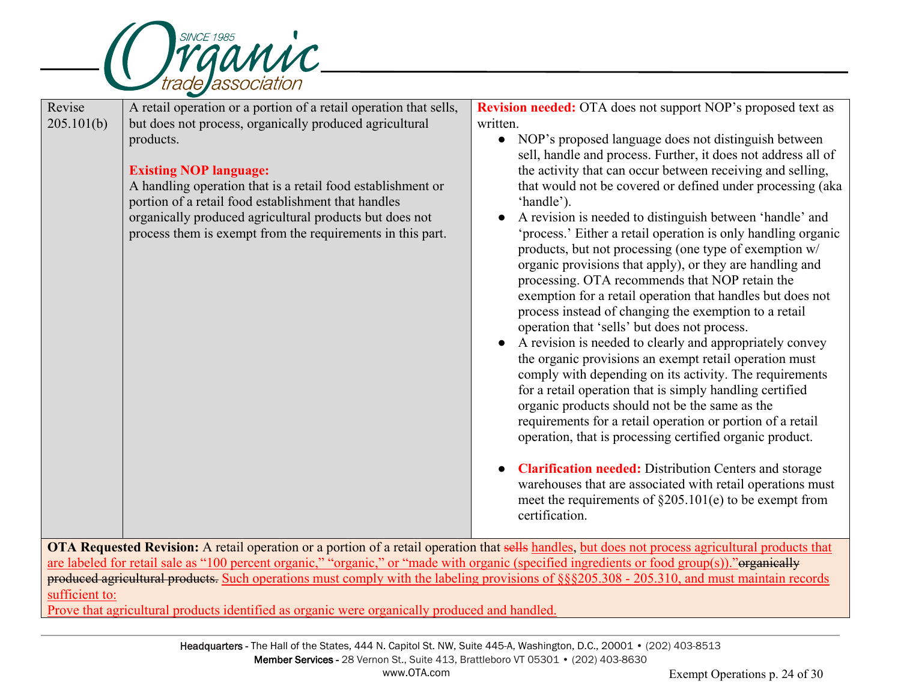| Revise 205.101(b) | A retail operation or a portion of a retail operation that sells, but does not process, organically produced agricultural products.<br><br>**Existing NOP language:**<br>A handling operation that is a retail food establishment or portion of a retail food establishment that handles organically produced agricultural products but does not process them is exempt from the requirements in this part. | **Revision needed:** OTA does not support NOP's proposed text as written.<br>● NOP's proposed language does not distinguish between sell, handle and process. Further, it does not address all of the activity that can occur between receiving and selling, that would not be covered or defined under processing (aka 'handle').<br>● A revision is needed to distinguish between 'handle' and 'process.' Either a retail operation is only handling organic products, but not processing (one type of exemption w/ organic provisions that apply), or they are handling and processing. OTA recommends that NOP retain the exemption for a retail operation that handles but does not process instead of changing the exemption to a retail operation that 'sells' but does not process.<br>● A revision is needed to clearly and appropriately convey the organic provisions an exempt retail operation must comply with depending on its activity. The requirements for a retail operation that is simply handling certified organic products should not be the same as the requirements for a retail operation or portion of a retail operation, that is processing certified organic product.<br><br>● **Clarification needed:** Distribution Centers and storage warehouses that are associated with retail operations must meet the requirements of §205.101(e) to be exempt from certification. |
|---|---|---|

**OTA Requested Revision:** A retail operation or a portion of a retail operation that ~~sells~~ handles, but does not process agricultural products that are labeled for retail sale as "100 percent organic," "organic," or "made with organic (specified ingredients or food group(s))."~~organically produced agricultural products.~~ Such operations must comply with the labeling provisions of §§§205.308 - 205.310, and must maintain records sufficient to:
Prove that agricultural products identified as organic were organically produced and handled.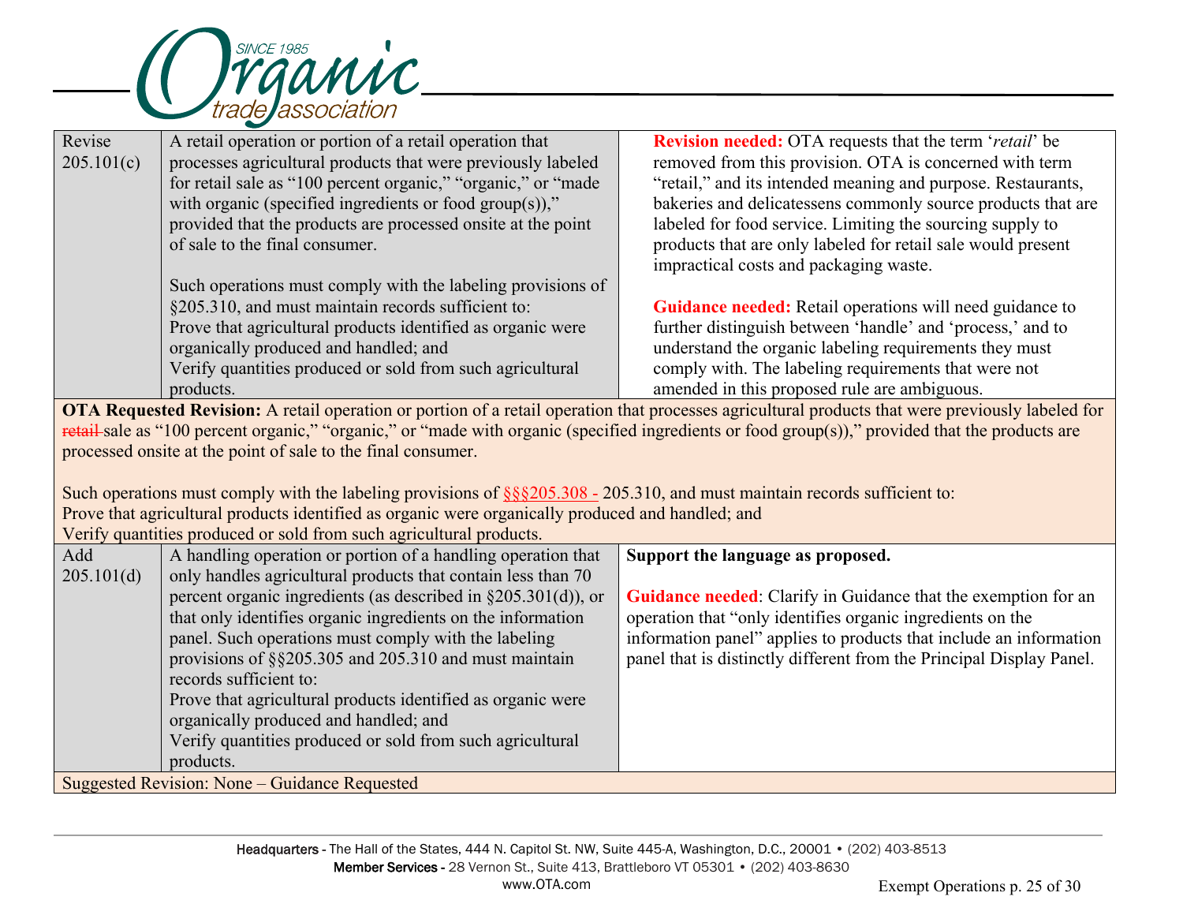| | | |
|---|---|---|
| Revise 205.101(c) | A retail operation or portion of a retail operation that processes agricultural products that were previously labeled for retail sale as "100 percent organic," "organic," or "made with organic (specified ingredients or food group(s))," provided that the products are processed onsite at the point of sale to the final consumer.<br><br>Such operations must comply with the labeling provisions of §205.310, and must maintain records sufficient to:<br>Prove that agricultural products identified as organic were organically produced and handled; and<br>Verify quantities produced or sold from such agricultural products. | **Revision needed:** OTA requests that the term '*retail*' be removed from this provision. OTA is concerned with term "retail," and its intended meaning and purpose. Restaurants, bakeries and delicatessens commonly source products that are labeled for food service. Limiting the sourcing supply to products that are only labeled for retail sale would present impractical costs and packaging waste.<br><br>**Guidance needed:** Retail operations will need guidance to further distinguish between 'handle' and 'process,' and to understand the organic labeling requirements they must comply with. The labeling requirements that were not amended in this proposed rule are ambiguous. |
| **OTA Requested Revision:** A retail operation or portion of a retail operation that processes agricultural products that were previously labeled for ~~retail~~ sale as "100 percent organic," "organic," or "made with organic (specified ingredients or food group(s))," provided that the products are processed onsite at the point of sale to the final consumer.<br><br>Such operations must comply with the labeling provisions of §§§205.308 - 205.310, and must maintain records sufficient to:<br>Prove that agricultural products identified as organic were organically produced and handled; and<br>Verify quantities produced or sold from such agricultural products. | | |
| Add 205.101(d) | A handling operation or portion of a handling operation that only handles agricultural products that contain less than 70 percent organic ingredients (as described in §205.301(d)), or that only identifies organic ingredients on the information panel. Such operations must comply with the labeling provisions of §§205.305 and 205.310 and must maintain records sufficient to:<br>Prove that agricultural products identified as organic were organically produced and handled; and<br>Verify quantities produced or sold from such agricultural products. | **Support the language as proposed.**<br><br>**Guidance needed**: Clarify in Guidance that the exemption for an operation that "only identifies organic ingredients on the information panel" applies to products that include an information panel that is distinctly different from the Principal Display Panel. |
| Suggested Revision: None – Guidance Requested | | |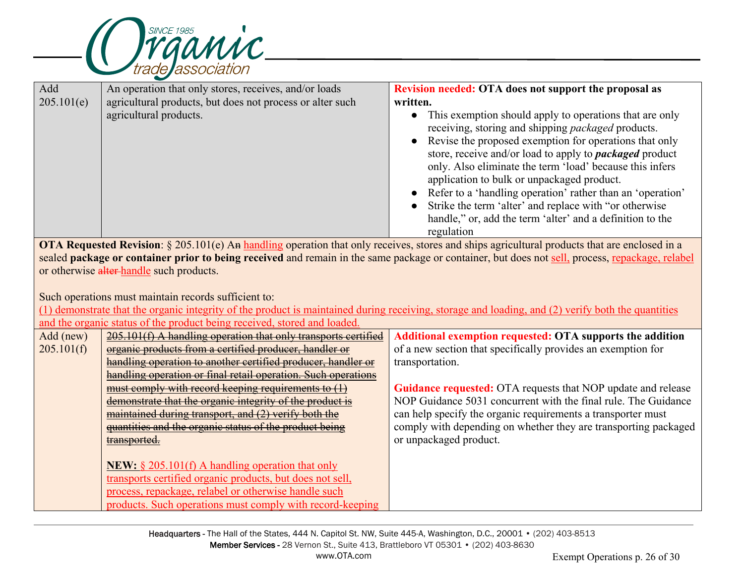| | | |
|---|---|---|
| Add 205.101(e) | An operation that only stores, receives, and/or loads agricultural products, but does not process or alter such agricultural products. | **Revision needed: OTA does not support the proposal as written.**<br>● This exemption should apply to operations that are only receiving, storing and shipping *packaged* products.<br>● Revise the proposed exemption for operations that only store, receive and/or load to apply to ***packaged*** product only. Also eliminate the term 'load' because this infers application to bulk or unpackaged product.<br>● Refer to a 'handling operation' rather than an 'operation'<br>● Strike the term 'alter' and replace with "or otherwise handle," or, add the term 'alter' and a definition to the regulation |
| **OTA Requested Revision**: § 205.101(e) A~~n~~ handling operation that only receives, stores and ships agricultural products that are enclosed in a sealed **package or container prior to being received** and remain in the same package or container, but does not sell, process, repackage, relabel or otherwise ~~alter~~ handle such products.<br><br>Such operations must maintain records sufficient to:<br>(1) demonstrate that the organic integrity of the product is maintained during receiving, storage and loading, and (2) verify both the quantities and the organic status of the product being received, stored and loaded. | | |
| Add (new) 205.101(f) | ~~205.101(f) A handling operation that only transports certified organic products from a certified producer, handler or handling operation to another certified producer, handler or handling operation or final retail operation. Such operations must comply with record keeping requirements to (1) demonstrate that the organic integrity of the product is maintained during transport, and (2) verify both the quantities and the organic status of the product being transported.~~<br><br>**NEW:** § 205.101(f) A handling operation that only transports certified organic products, but does not sell, process, repackage, relabel or otherwise handle such products. Such operations must comply with record-keeping | **Additional exemption requested: OTA supports the addition** of a new section that specifically provides an exemption for transportation.<br><br>**Guidance requested:** OTA requests that NOP update and release NOP Guidance 5031 concurrent with the final rule. The Guidance can help specify the organic requirements a transporter must comply with depending on whether they are transporting packaged or unpackaged product. |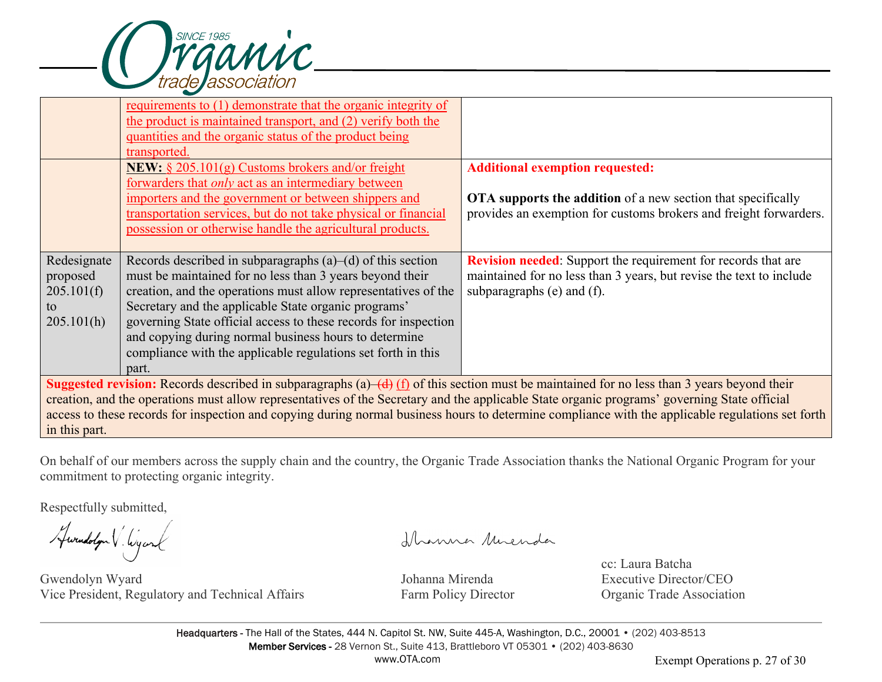| | | |
|---|---|---|
| | requirements to (1) demonstrate that the organic integrity of the product is maintained transport, and (2) verify both the quantities and the organic status of the product being transported. | |
| | **NEW:** § 205.101(g) Customs brokers and/or freight forwarders that *only* act as an intermediary between importers and the government or between shippers and transportation services, but do not take physical or financial possession or otherwise handle the agricultural products. | **Additional exemption requested:**<br><br>**OTA supports the addition** of a new section that specifically provides an exemption for customs brokers and freight forwarders. |
| Redesignate proposed 205.101(f) to 205.101(h) | Records described in subparagraphs (a)–(d) of this section must be maintained for no less than 3 years beyond their creation, and the operations must allow representatives of the Secretary and the applicable State organic programs' governing State official access to these records for inspection and copying during normal business hours to determine compliance with the applicable regulations set forth in this part. | **Revision needed**: Support the requirement for records that are maintained for no less than 3 years, but revise the text to include subparagraphs (e) and (f). |
| **Suggested revision:** Records described in subparagraphs (a)–~~(d)~~ (f) of this section must be maintained for no less than 3 years beyond their creation, and the operations must allow representatives of the Secretary and the applicable State organic programs' governing State official access to these records for inspection and copying during normal business hours to determine compliance with the applicable regulations set forth in this part. | | |

On behalf of our members across the supply chain and the country, the Organic Trade Association thanks the National Organic Program for your commitment to protecting organic integrity.

Respectfully submitted,

Gwendolyn Wyard
Vice President, Regulatory and Technical Affairs

Johanna Mirenda
Farm Policy Director

cc: Laura Batcha
Executive Director/CEO
Organic Trade Association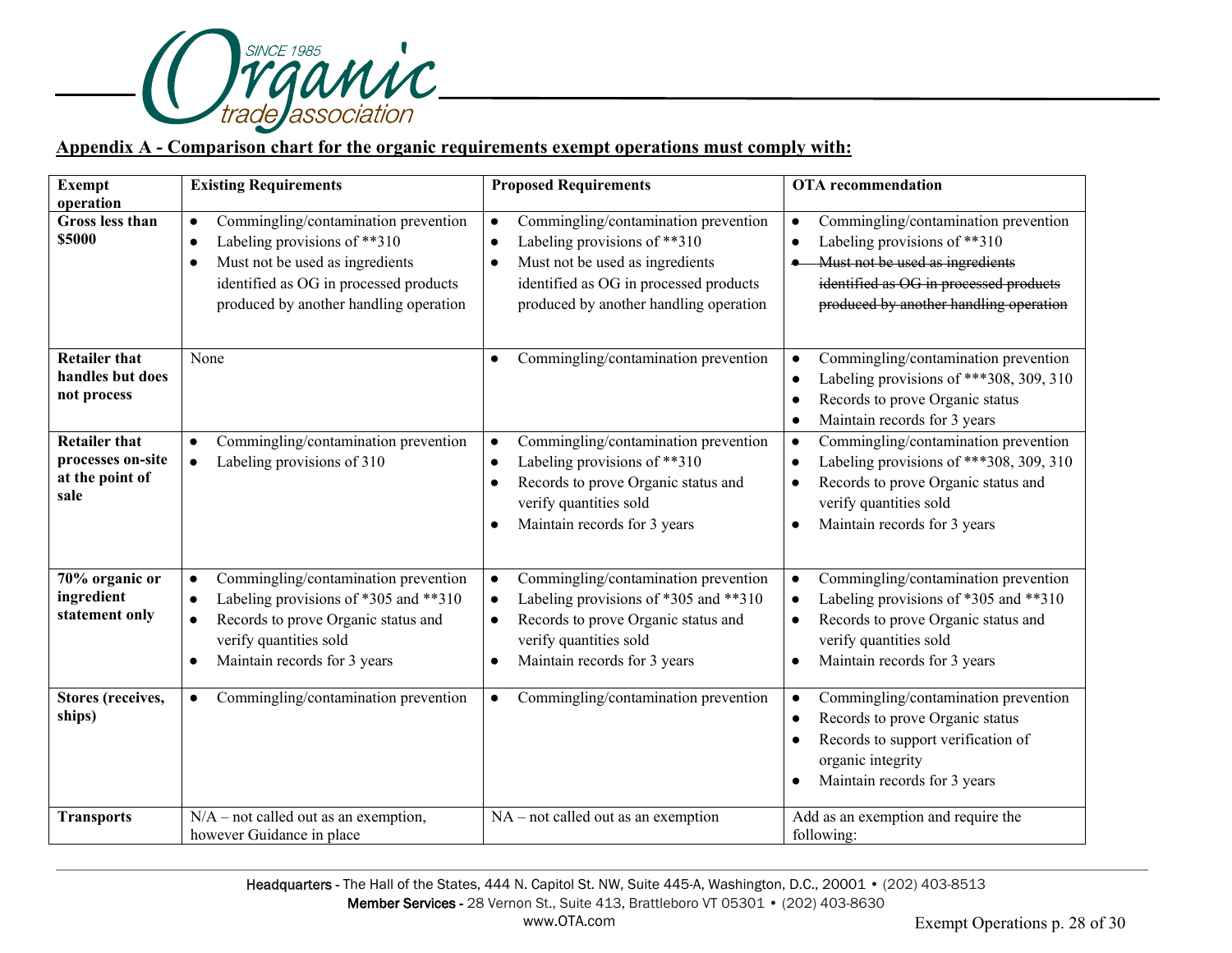**Appendix A - Comparison chart for the organic requirements exempt operations must comply with:**

| Exempt operation | Existing Requirements | Proposed Requirements | OTA recommendation |
|---|---|---|---|
| **Gross less than $5000** | • Commingling/contamination prevention<br>• Labeling provisions of **310<br>• Must not be used as ingredients identified as OG in processed products produced by another handling operation | • Commingling/contamination prevention<br>• Labeling provisions of **310<br>• Must not be used as ingredients identified as OG in processed products produced by another handling operation | • Commingling/contamination prevention<br>• Labeling provisions of **310<br>• ~~Must not be used as ingredients identified as OG in processed products produced by another handling operation~~ |
| **Retailer that handles but does not process** | None | • Commingling/contamination prevention | • Commingling/contamination prevention<br>• Labeling provisions of ***308, 309, 310<br>• Records to prove Organic status<br>• Maintain records for 3 years |
| **Retailer that processes on-site at the point of sale** | • Commingling/contamination prevention<br>• Labeling provisions of 310 | • Commingling/contamination prevention<br>• Labeling provisions of **310<br>• Records to prove Organic status and verify quantities sold<br>• Maintain records for 3 years | • Commingling/contamination prevention<br>• Labeling provisions of ***308, 309, 310<br>• Records to prove Organic status and verify quantities sold<br>• Maintain records for 3 years |
| **70% organic or ingredient statement only** | • Commingling/contamination prevention<br>• Labeling provisions of *305 and **310<br>• Records to prove Organic status and verify quantities sold<br>• Maintain records for 3 years | • Commingling/contamination prevention<br>• Labeling provisions of *305 and **310<br>• Records to prove Organic status and verify quantities sold<br>• Maintain records for 3 years | • Commingling/contamination prevention<br>• Labeling provisions of *305 and **310<br>• Records to prove Organic status and verify quantities sold<br>• Maintain records for 3 years |
| **Stores (receives, ships)** | • Commingling/contamination prevention | • Commingling/contamination prevention | • Commingling/contamination prevention<br>• Records to prove Organic status<br>• Records to support verification of organic integrity<br>• Maintain records for 3 years |
| **Transports** | N/A – not called out as an exemption, however Guidance in place | NA – not called out as an exemption | Add as an exemption and require the following: |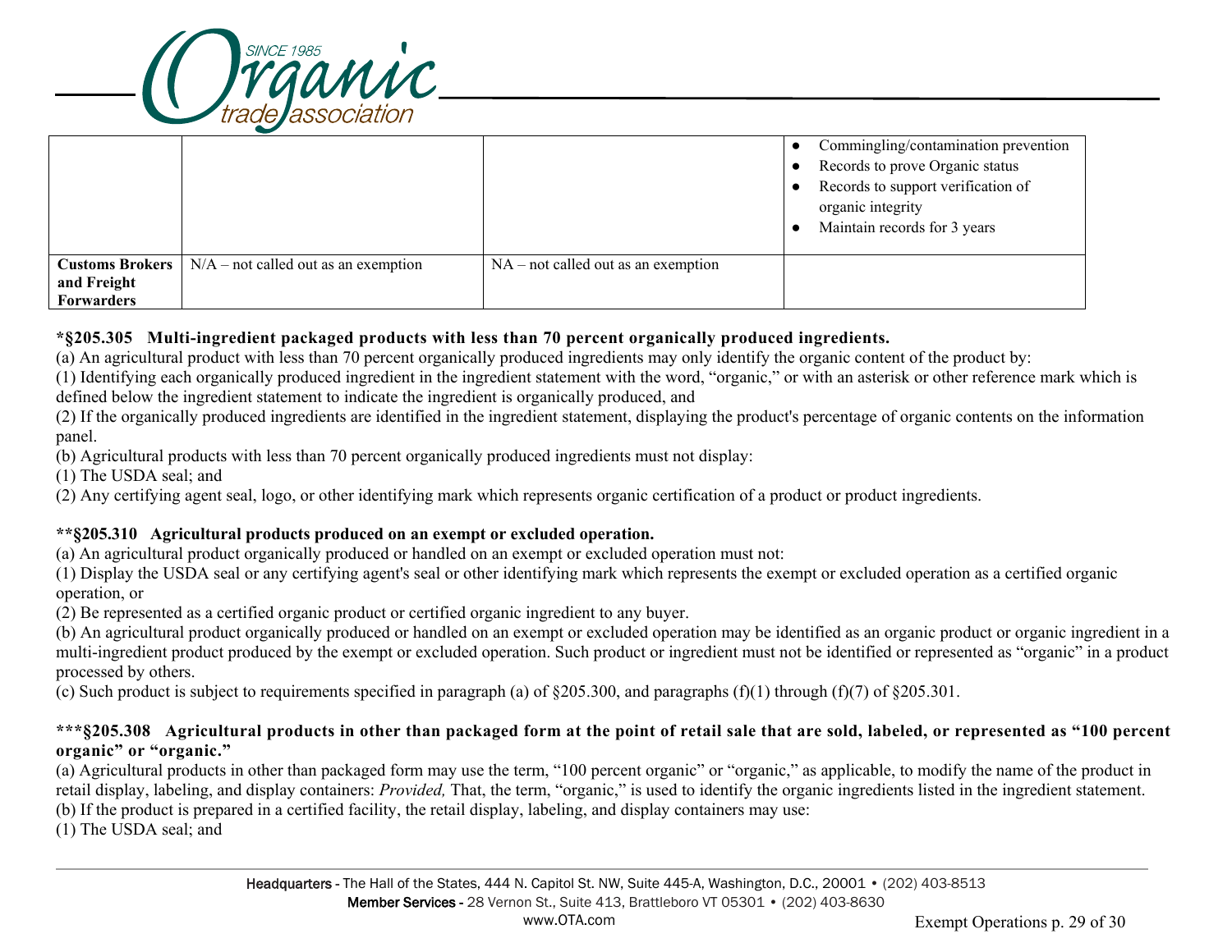| | | | |
|---|---|---|---|
| | | | ● Commingling/contamination prevention<br>● Records to prove Organic status<br>● Records to support verification of organic integrity<br>● Maintain records for 3 years |
| **Customs Brokers and Freight Forwarders** | N/A – not called out as an exemption | NA – not called out as an exemption | |

**\*§205.305 Multi-ingredient packaged products with less than 70 percent organically produced ingredients.**

(a) An agricultural product with less than 70 percent organically produced ingredients may only identify the organic content of the product by:

(1) Identifying each organically produced ingredient in the ingredient statement with the word, "organic," or with an asterisk or other reference mark which is defined below the ingredient statement to indicate the ingredient is organically produced, and

(2) If the organically produced ingredients are identified in the ingredient statement, displaying the product's percentage of organic contents on the information panel.

(b) Agricultural products with less than 70 percent organically produced ingredients must not display:

(1) The USDA seal; and

(2) Any certifying agent seal, logo, or other identifying mark which represents organic certification of a product or product ingredients.

**\*\*§205.310 Agricultural products produced on an exempt or excluded operation.**

(a) An agricultural product organically produced or handled on an exempt or excluded operation must not:

(1) Display the USDA seal or any certifying agent's seal or other identifying mark which represents the exempt or excluded operation as a certified organic operation, or

(2) Be represented as a certified organic product or certified organic ingredient to any buyer.

(b) An agricultural product organically produced or handled on an exempt or excluded operation may be identified as an organic product or organic ingredient in a multi-ingredient product produced by the exempt or excluded operation. Such product or ingredient must not be identified or represented as "organic" in a product processed by others.

(c) Such product is subject to requirements specified in paragraph (a) of §205.300, and paragraphs (f)(1) through (f)(7) of §205.301.

**\*\*\*§205.308 Agricultural products in other than packaged form at the point of retail sale that are sold, labeled, or represented as "100 percent organic" or "organic."**

(a) Agricultural products in other than packaged form may use the term, "100 percent organic" or "organic," as applicable, to modify the name of the product in retail display, labeling, and display containers: *Provided,* That, the term, "organic," is used to identify the organic ingredients listed in the ingredient statement.

(b) If the product is prepared in a certified facility, the retail display, labeling, and display containers may use:

(1) The USDA seal; and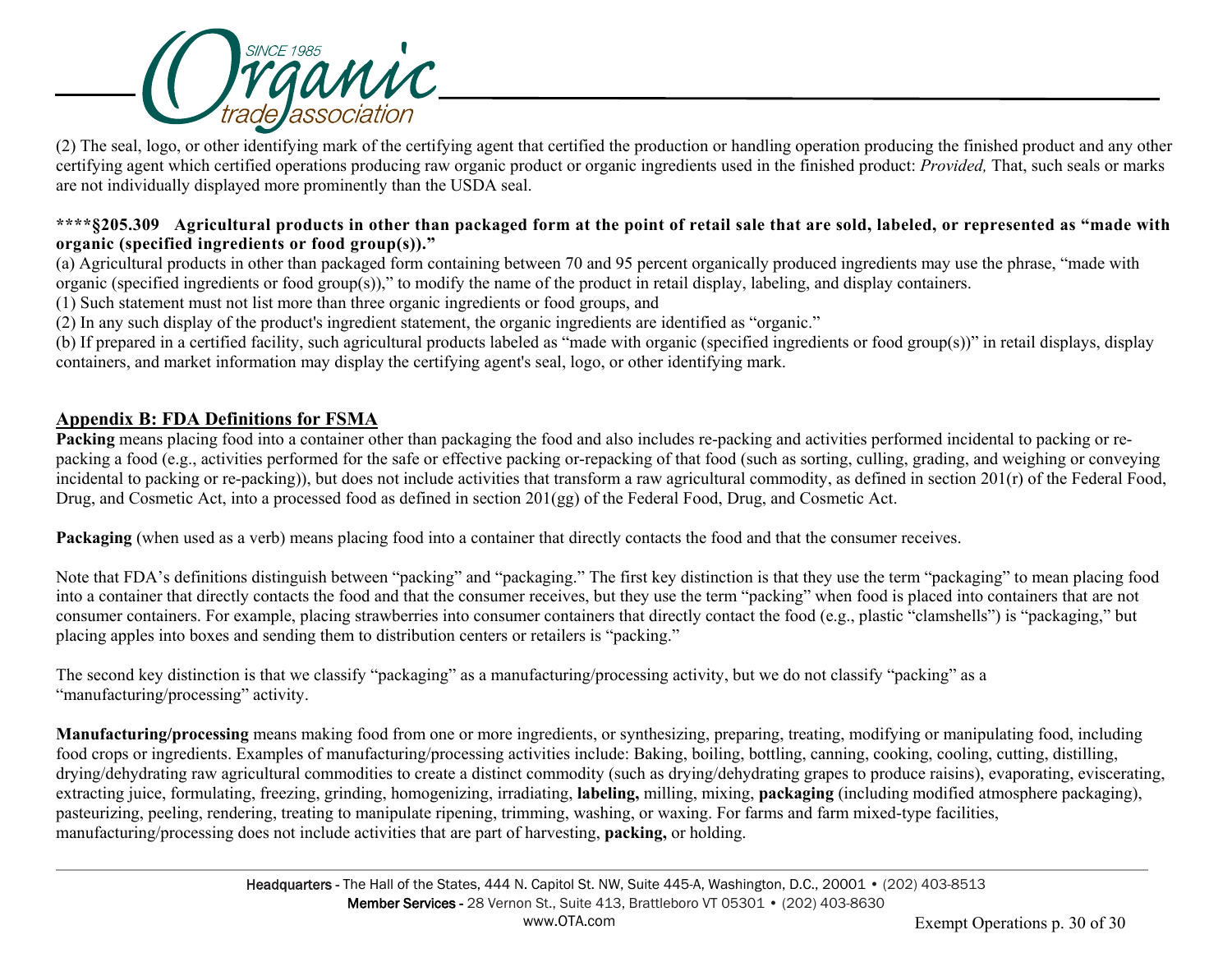(2) The seal, logo, or other identifying mark of the certifying agent that certified the production or handling operation producing the finished product and any other certifying agent which certified operations producing raw organic product or organic ingredients used in the finished product: *Provided,* That, such seals or marks are not individually displayed more prominently than the USDA seal.

**\*\*\*\*§205.309 Agricultural products in other than packaged form at the point of retail sale that are sold, labeled, or represented as "made with organic (specified ingredients or food group(s))."**

(a) Agricultural products in other than packaged form containing between 70 and 95 percent organically produced ingredients may use the phrase, "made with organic (specified ingredients or food group(s))," to modify the name of the product in retail display, labeling, and display containers.

(1) Such statement must not list more than three organic ingredients or food groups, and

(2) In any such display of the product's ingredient statement, the organic ingredients are identified as "organic."

(b) If prepared in a certified facility, such agricultural products labeled as "made with organic (specified ingredients or food group(s))" in retail displays, display containers, and market information may display the certifying agent's seal, logo, or other identifying mark.

## Appendix B: FDA Definitions for FSMA

**Packing** means placing food into a container other than packaging the food and also includes re-packing and activities performed incidental to packing or re-packing a food (e.g., activities performed for the safe or effective packing or-repacking of that food (such as sorting, culling, grading, and weighing or conveying incidental to packing or re-packing)), but does not include activities that transform a raw agricultural commodity, as defined in section 201(r) of the Federal Food, Drug, and Cosmetic Act, into a processed food as defined in section 201(gg) of the Federal Food, Drug, and Cosmetic Act.

**Packaging** (when used as a verb) means placing food into a container that directly contacts the food and that the consumer receives.

Note that FDA's definitions distinguish between "packing" and "packaging." The first key distinction is that they use the term "packaging" to mean placing food into a container that directly contacts the food and that the consumer receives, but they use the term "packing" when food is placed into containers that are not consumer containers. For example, placing strawberries into consumer containers that directly contact the food (e.g., plastic "clamshells") is "packaging," but placing apples into boxes and sending them to distribution centers or retailers is "packing."

The second key distinction is that we classify "packaging" as a manufacturing/processing activity, but we do not classify "packing" as a "manufacturing/processing" activity.

**Manufacturing/processing** means making food from one or more ingredients, or synthesizing, preparing, treating, modifying or manipulating food, including food crops or ingredients. Examples of manufacturing/processing activities include: Baking, boiling, bottling, canning, cooking, cooling, cutting, distilling, drying/dehydrating raw agricultural commodities to create a distinct commodity (such as drying/dehydrating grapes to produce raisins), evaporating, eviscerating, extracting juice, formulating, freezing, grinding, homogenizing, irradiating, **labeling,** milling, mixing, **packaging** (including modified atmosphere packaging), pasteurizing, peeling, rendering, treating to manipulate ripening, trimming, washing, or waxing. For farms and farm mixed-type facilities, manufacturing/processing does not include activities that are part of harvesting, **packing,** or holding.